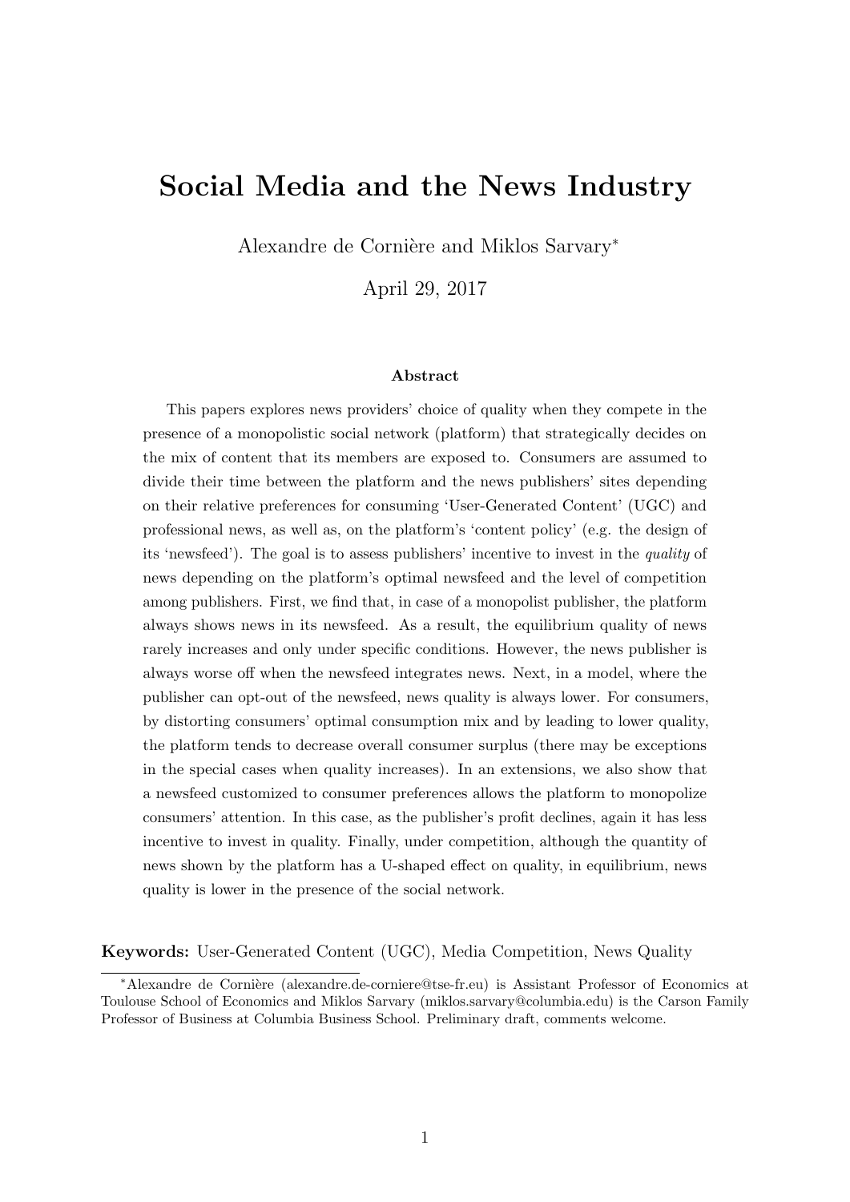# Social Media and the News Industry

Alexandre de Cornière and Miklos Sarvary*

April 29, 2017

### Abstract

This papers explores news providers' choice of quality when they compete in the presence of a monopolistic social network (platform) that strategically decides on the mix of content that its members are exposed to. Consumers are assumed to divide their time between the platform and the news publishers' sites depending on their relative preferences for consuming 'User-Generated Content' (UGC) and professional news, as well as, on the platform's 'content policy' (e.g. the design of its 'newsfeed'). The goal is to assess publishers' incentive to invest in the *quality* of news depending on the platform's optimal newsfeed and the level of competition among publishers. First, we find that, in case of a monopolist publisher, the platform always shows news in its newsfeed. As a result, the equilibrium quality of news rarely increases and only under specific conditions. However, the news publisher is always worse off when the newsfeed integrates news. Next, in a model, where the publisher can opt-out of the newsfeed, news quality is always lower. For consumers, by distorting consumers' optimal consumption mix and by leading to lower quality, the platform tends to decrease overall consumer surplus (there may be exceptions in the special cases when quality increases). In an extensions, we also show that a newsfeed customized to consumer preferences allows the platform to monopolize consumers' attention. In this case, as the publisher's profit declines, again it has less incentive to invest in quality. Finally, under competition, although the quantity of news shown by the platform has a U-shaped effect on quality, in equilibrium, news quality is lower in the presence of the social network.

**Keywords:** User-Generated Content (UGC), Media Competition, News Quality

---

*Alexandre de Cornière (alexandre.de-corniere@tse-fr.eu) is Assistant Professor of Economics at Toulouse School of Economics and Miklos Sarvary (miklos.sarvary@columbia.edu) is the Carson Family Professor of Business at Columbia Business School. Preliminary draft, comments welcome.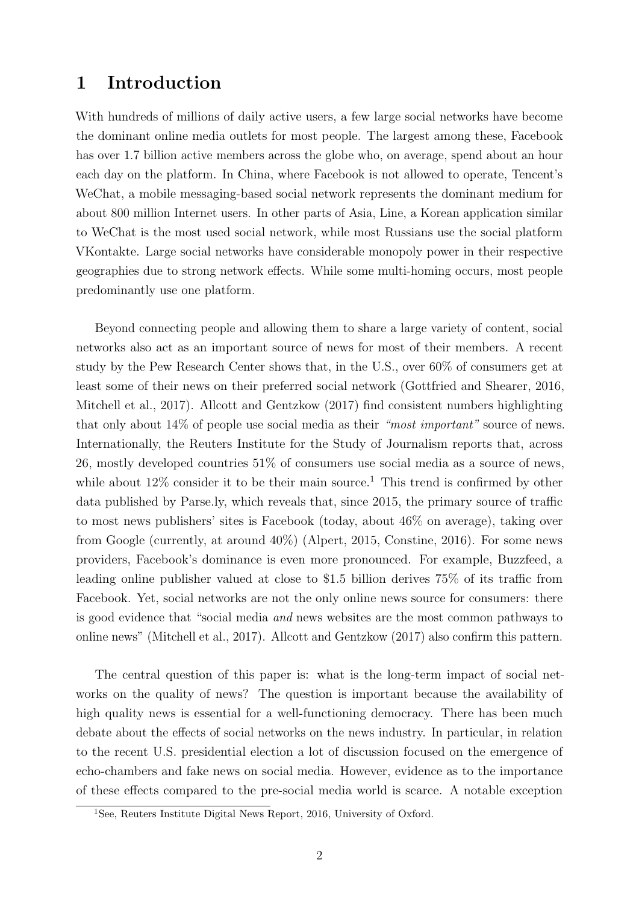# 1 Introduction

With hundreds of millions of daily active users, a few large social networks have become the dominant online media outlets for most people. The largest among these, Facebook has over 1.7 billion active members across the globe who, on average, spend about an hour each day on the platform. In China, where Facebook is not allowed to operate, Tencent's WeChat, a mobile messaging-based social network represents the dominant medium for about 800 million Internet users. In other parts of Asia, Line, a Korean application similar to WeChat is the most used social network, while most Russians use the social platform VKontakte. Large social networks have considerable monopoly power in their respective geographies due to strong network effects. While some multi-homing occurs, most people predominantly use one platform.

Beyond connecting people and allowing them to share a large variety of content, social networks also act as an important source of news for most of their members. A recent study by the Pew Research Center shows that, in the U.S., over 60% of consumers get at least some of their news on their preferred social network (Gottfried and Shearer, 2016, Mitchell et al., 2017). Allcott and Gentzkow (2017) find consistent numbers highlighting that only about 14% of people use social media as their *"most important"* source of news. Internationally, the Reuters Institute for the Study of Journalism reports that, across 26, mostly developed countries 51% of consumers use social media as a source of news, while about 12% consider it to be their main source.[1] This trend is confirmed by other data published by Parse.ly, which reveals that, since 2015, the primary source of traffic to most news publishers' sites is Facebook (today, about 46% on average), taking over from Google (currently, at around 40%) (Alpert, 2015, Constine, 2016). For some news providers, Facebook's dominance is even more pronounced. For example, Buzzfeed, a leading online publisher valued at close to $1.5 billion derives 75% of its traffic from Facebook. Yet, social networks are not the only online news source for consumers: there is good evidence that "social media *and* news websites are the most common pathways to online news" (Mitchell et al., 2017). Allcott and Gentzkow (2017) also confirm this pattern.

The central question of this paper is: what is the long-term impact of social networks on the quality of news? The question is important because the availability of high quality news is essential for a well-functioning democracy. There has been much debate about the effects of social networks on the news industry. In particular, in relation to the recent U.S. presidential election a lot of discussion focused on the emergence of echo-chambers and fake news on social media. However, evidence as to the importance of these effects compared to the pre-social media world is scarce. A notable exception

[1] See, Reuters Institute Digital News Report, 2016, University of Oxford.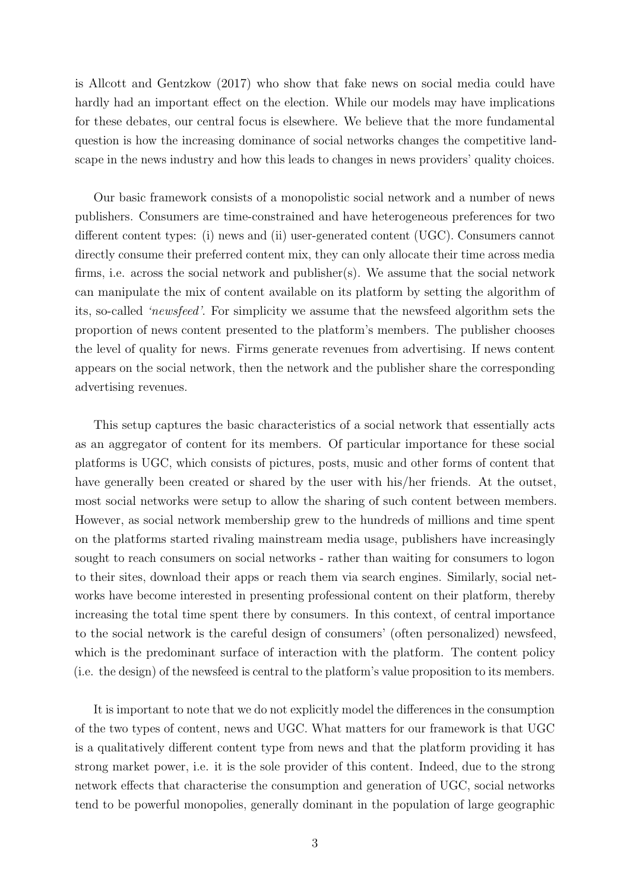is Allcott and Gentzkow (2017) who show that fake news on social media could have hardly had an important effect on the election. While our models may have implications for these debates, our central focus is elsewhere. We believe that the more fundamental question is how the increasing dominance of social networks changes the competitive landscape in the news industry and how this leads to changes in news providers' quality choices.

Our basic framework consists of a monopolistic social network and a number of news publishers. Consumers are time-constrained and have heterogeneous preferences for two different content types: (i) news and (ii) user-generated content (UGC). Consumers cannot directly consume their preferred content mix, they can only allocate their time across media firms, i.e. across the social network and publisher(s). We assume that the social network can manipulate the mix of content available on its platform by setting the algorithm of its, so-called *'newsfeed'*. For simplicity we assume that the newsfeed algorithm sets the proportion of news content presented to the platform's members. The publisher chooses the level of quality for news. Firms generate revenues from advertising. If news content appears on the social network, then the network and the publisher share the corresponding advertising revenues.

This setup captures the basic characteristics of a social network that essentially acts as an aggregator of content for its members. Of particular importance for these social platforms is UGC, which consists of pictures, posts, music and other forms of content that have generally been created or shared by the user with his/her friends. At the outset, most social networks were setup to allow the sharing of such content between members. However, as social network membership grew to the hundreds of millions and time spent on the platforms started rivaling mainstream media usage, publishers have increasingly sought to reach consumers on social networks - rather than waiting for consumers to logon to their sites, download their apps or reach them via search engines. Similarly, social networks have become interested in presenting professional content on their platform, thereby increasing the total time spent there by consumers. In this context, of central importance to the social network is the careful design of consumers' (often personalized) newsfeed, which is the predominant surface of interaction with the platform. The content policy (i.e. the design) of the newsfeed is central to the platform's value proposition to its members.

It is important to note that we do not explicitly model the differences in the consumption of the two types of content, news and UGC. What matters for our framework is that UGC is a qualitatively different content type from news and that the platform providing it has strong market power, i.e. it is the sole provider of this content. Indeed, due to the strong network effects that characterise the consumption and generation of UGC, social networks tend to be powerful monopolies, generally dominant in the population of large geographic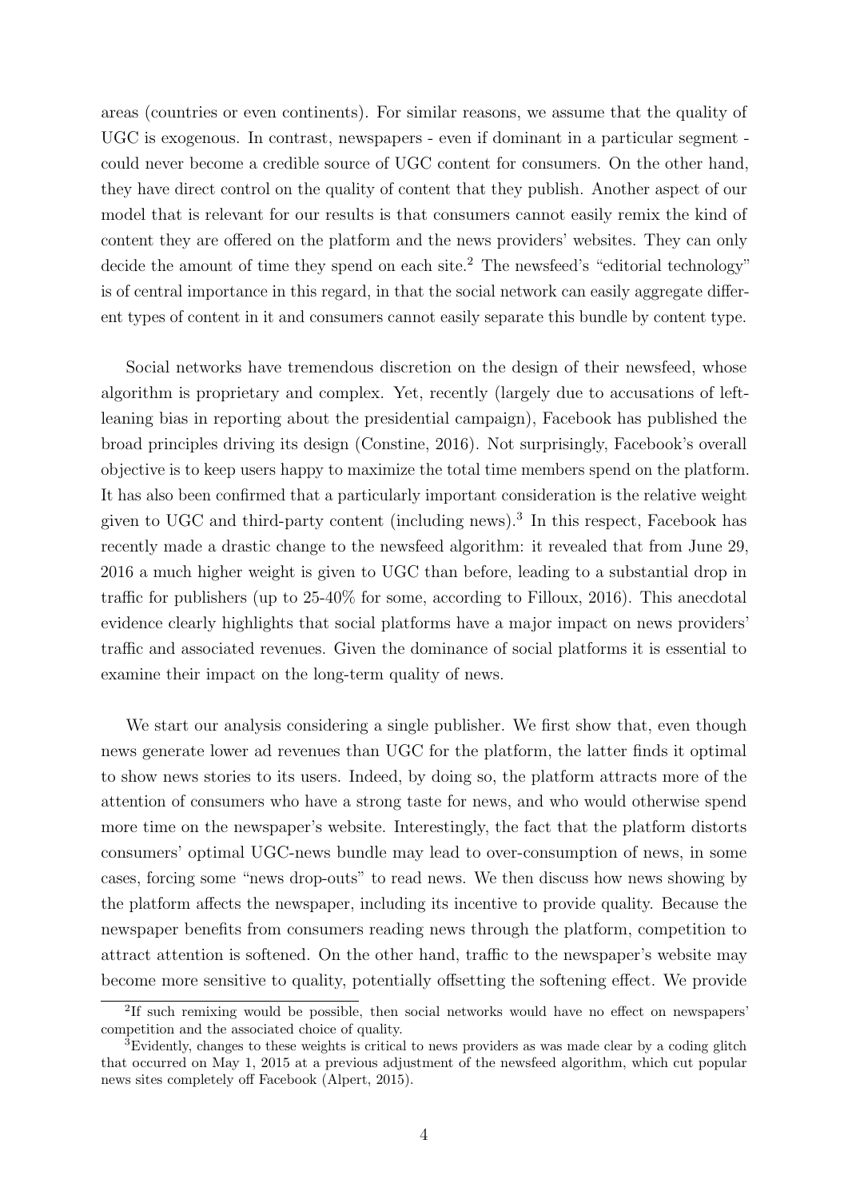areas (countries or even continents). For similar reasons, we assume that the quality of UGC is exogenous. In contrast, newspapers - even if dominant in a particular segment - could never become a credible source of UGC content for consumers. On the other hand, they have direct control on the quality of content that they publish. Another aspect of our model that is relevant for our results is that consumers cannot easily remix the kind of content they are offered on the platform and the news providers' websites. They can only decide the amount of time they spend on each site.[2] The newsfeed's "editorial technology" is of central importance in this regard, in that the social network can easily aggregate different types of content in it and consumers cannot easily separate this bundle by content type.

Social networks have tremendous discretion on the design of their newsfeed, whose algorithm is proprietary and complex. Yet, recently (largely due to accusations of left-leaning bias in reporting about the presidential campaign), Facebook has published the broad principles driving its design (Constine, 2016). Not surprisingly, Facebook's overall objective is to keep users happy to maximize the total time members spend on the platform. It has also been confirmed that a particularly important consideration is the relative weight given to UGC and third-party content (including news).[3] In this respect, Facebook has recently made a drastic change to the newsfeed algorithm: it revealed that from June 29, 2016 a much higher weight is given to UGC than before, leading to a substantial drop in traffic for publishers (up to 25-40% for some, according to Filloux, 2016). This anecdotal evidence clearly highlights that social platforms have a major impact on news providers' traffic and associated revenues. Given the dominance of social platforms it is essential to examine their impact on the long-term quality of news.

We start our analysis considering a single publisher. We first show that, even though news generate lower ad revenues than UGC for the platform, the latter finds it optimal to show news stories to its users. Indeed, by doing so, the platform attracts more of the attention of consumers who have a strong taste for news, and who would otherwise spend more time on the newspaper's website. Interestingly, the fact that the platform distorts consumers' optimal UGC-news bundle may lead to over-consumption of news, in some cases, forcing some "news drop-outs" to read news. We then discuss how news showing by the platform affects the newspaper, including its incentive to provide quality. Because the newspaper benefits from consumers reading news through the platform, competition to attract attention is softened. On the other hand, traffic to the newspaper's website may become more sensitive to quality, potentially offsetting the softening effect. We provide

[2] If such remixing would be possible, then social networks would have no effect on newspapers' competition and the associated choice of quality.

[3] Evidently, changes to these weights is critical to news providers as was made clear by a coding glitch that occurred on May 1, 2015 at a previous adjustment of the newsfeed algorithm, which cut popular news sites completely off Facebook (Alpert, 2015).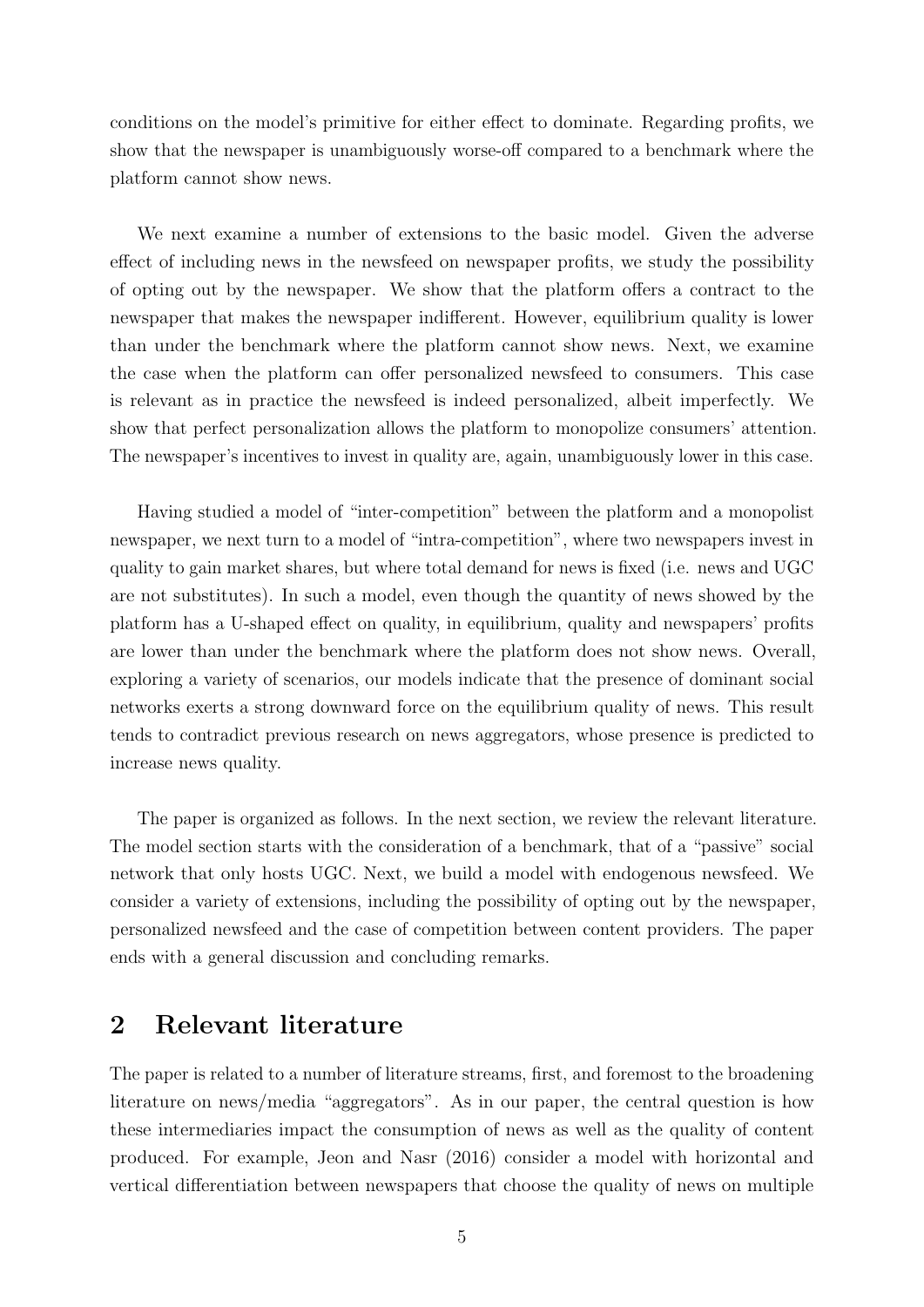conditions on the model's primitive for either effect to dominate. Regarding profits, we show that the newspaper is unambiguously worse-off compared to a benchmark where the platform cannot show news.

We next examine a number of extensions to the basic model. Given the adverse effect of including news in the newsfeed on newspaper profits, we study the possibility of opting out by the newspaper. We show that the platform offers a contract to the newspaper that makes the newspaper indifferent. However, equilibrium quality is lower than under the benchmark where the platform cannot show news. Next, we examine the case when the platform can offer personalized newsfeed to consumers. This case is relevant as in practice the newsfeed is indeed personalized, albeit imperfectly. We show that perfect personalization allows the platform to monopolize consumers' attention. The newspaper's incentives to invest in quality are, again, unambiguously lower in this case.

Having studied a model of "inter-competition" between the platform and a monopolist newspaper, we next turn to a model of "intra-competition", where two newspapers invest in quality to gain market shares, but where total demand for news is fixed (i.e. news and UGC are not substitutes). In such a model, even though the quantity of news showed by the platform has a U-shaped effect on quality, in equilibrium, quality and newspapers' profits are lower than under the benchmark where the platform does not show news. Overall, exploring a variety of scenarios, our models indicate that the presence of dominant social networks exerts a strong downward force on the equilibrium quality of news. This result tends to contradict previous research on news aggregators, whose presence is predicted to increase news quality.

The paper is organized as follows. In the next section, we review the relevant literature. The model section starts with the consideration of a benchmark, that of a "passive" social network that only hosts UGC. Next, we build a model with endogenous newsfeed. We consider a variety of extensions, including the possibility of opting out by the newspaper, personalized newsfeed and the case of competition between content providers. The paper ends with a general discussion and concluding remarks.

## 2 Relevant literature

The paper is related to a number of literature streams, first, and foremost to the broadening literature on news/media "aggregators". As in our paper, the central question is how these intermediaries impact the consumption of news as well as the quality of content produced. For example, Jeon and Nasr (2016) consider a model with horizontal and vertical differentiation between newspapers that choose the quality of news on multiple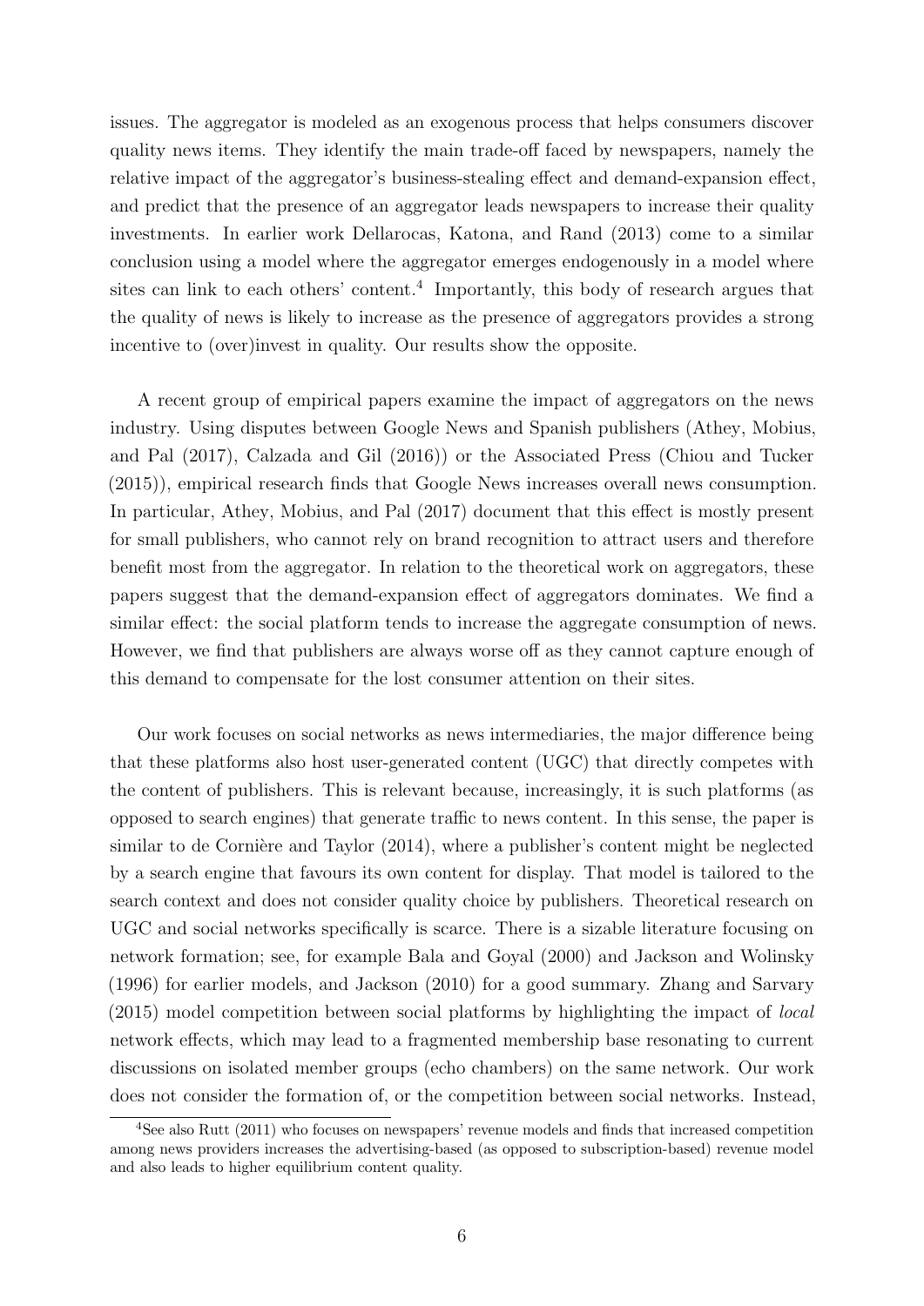issues. The aggregator is modeled as an exogenous process that helps consumers discover quality news items. They identify the main trade-off faced by newspapers, namely the relative impact of the aggregator's business-stealing effect and demand-expansion effect, and predict that the presence of an aggregator leads newspapers to increase their quality investments. In earlier work Dellarocas, Katona, and Rand (2013) come to a similar conclusion using a model where the aggregator emerges endogenously in a model where sites can link to each others' content.[4] Importantly, this body of research argues that the quality of news is likely to increase as the presence of aggregators provides a strong incentive to (over)invest in quality. Our results show the opposite.

A recent group of empirical papers examine the impact of aggregators on the news industry. Using disputes between Google News and Spanish publishers (Athey, Mobius, and Pal (2017), Calzada and Gil (2016)) or the Associated Press (Chiou and Tucker (2015)), empirical research finds that Google News increases overall news consumption. In particular, Athey, Mobius, and Pal (2017) document that this effect is mostly present for small publishers, who cannot rely on brand recognition to attract users and therefore benefit most from the aggregator. In relation to the theoretical work on aggregators, these papers suggest that the demand-expansion effect of aggregators dominates. We find a similar effect: the social platform tends to increase the aggregate consumption of news. However, we find that publishers are always worse off as they cannot capture enough of this demand to compensate for the lost consumer attention on their sites.

Our work focuses on social networks as news intermediaries, the major difference being that these platforms also host user-generated content (UGC) that directly competes with the content of publishers. This is relevant because, increasingly, it is such platforms (as opposed to search engines) that generate traffic to news content. In this sense, the paper is similar to de Cornière and Taylor (2014), where a publisher's content might be neglected by a search engine that favours its own content for display. That model is tailored to the search context and does not consider quality choice by publishers. Theoretical research on UGC and social networks specifically is scarce. There is a sizable literature focusing on network formation; see, for example Bala and Goyal (2000) and Jackson and Wolinsky (1996) for earlier models, and Jackson (2010) for a good summary. Zhang and Sarvary (2015) model competition between social platforms by highlighting the impact of *local* network effects, which may lead to a fragmented membership base resonating to current discussions on isolated member groups (echo chambers) on the same network. Our work does not consider the formation of, or the competition between social networks. Instead,

[4] See also Rutt (2011) who focuses on newspapers' revenue models and finds that increased competition among news providers increases the advertising-based (as opposed to subscription-based) revenue model and also leads to higher equilibrium content quality.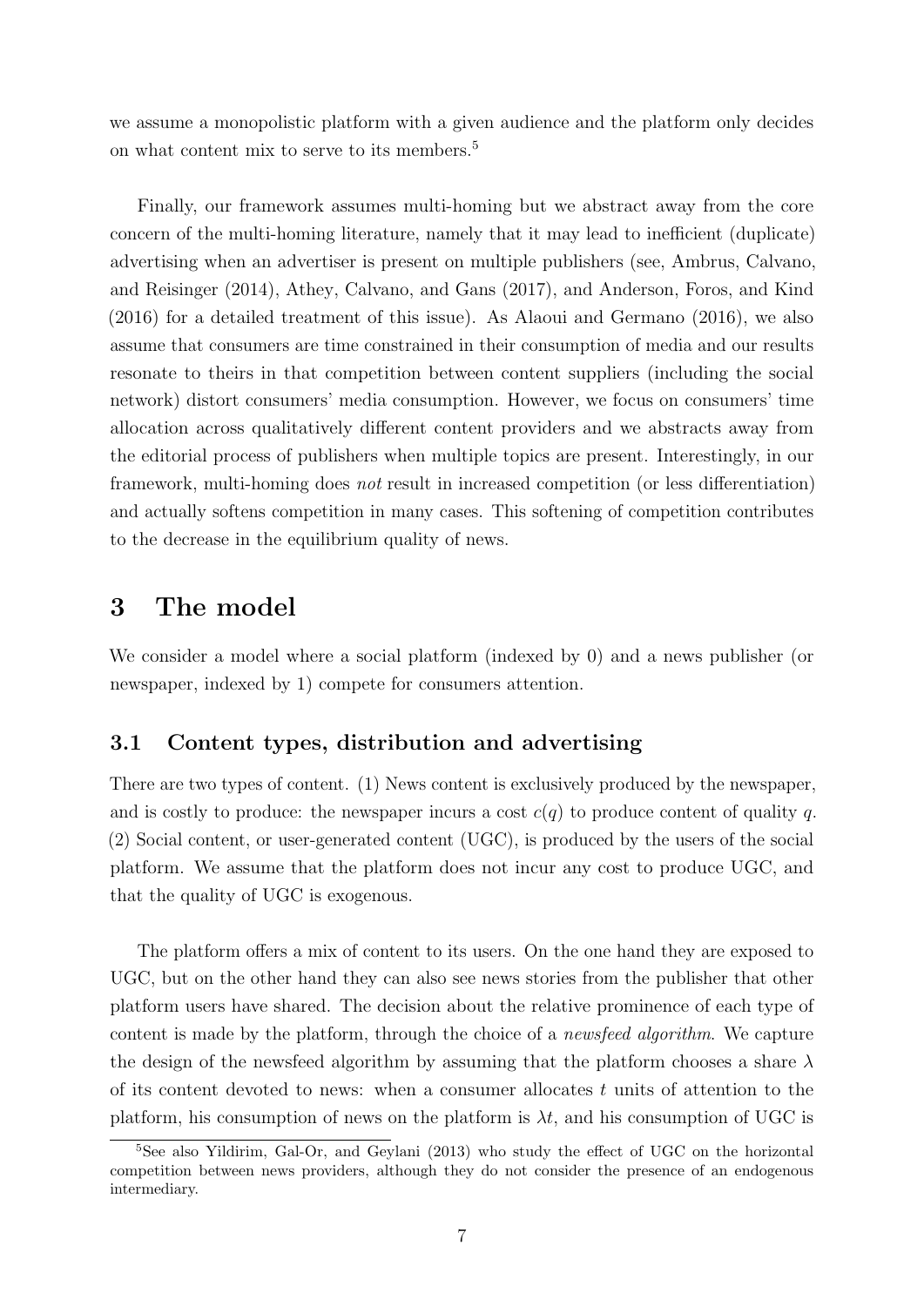we assume a monopolistic platform with a given audience and the platform only decides on what content mix to serve to its members.[5]

Finally, our framework assumes multi-homing but we abstract away from the core concern of the multi-homing literature, namely that it may lead to inefficient (duplicate) advertising when an advertiser is present on multiple publishers (see, Ambrus, Calvano, and Reisinger (2014), Athey, Calvano, and Gans (2017), and Anderson, Foros, and Kind (2016) for a detailed treatment of this issue). As Alaoui and Germano (2016), we also assume that consumers are time constrained in their consumption of media and our results resonate to theirs in that competition between content suppliers (including the social network) distort consumers' media consumption. However, we focus on consumers' time allocation across qualitatively different content providers and we abstracts away from the editorial process of publishers when multiple topics are present. Interestingly, in our framework, multi-homing does *not* result in increased competition (or less differentiation) and actually softens competition in many cases. This softening of competition contributes to the decrease in the equilibrium quality of news.

# 3 The model

We consider a model where a social platform (indexed by 0) and a news publisher (or newspaper, indexed by 1) compete for consumers attention.

## 3.1 Content types, distribution and advertising

There are two types of content. (1) News content is exclusively produced by the newspaper, and is costly to produce: the newspaper incurs a cost $c(q)$ to produce content of quality $q$. (2) Social content, or user-generated content (UGC), is produced by the users of the social platform. We assume that the platform does not incur any cost to produce UGC, and that the quality of UGC is exogenous.

The platform offers a mix of content to its users. On the one hand they are exposed to UGC, but on the other hand they can also see news stories from the publisher that other platform users have shared. The decision about the relative prominence of each type of content is made by the platform, through the choice of a *newsfeed algorithm*. We capture the design of the newsfeed algorithm by assuming that the platform chooses a share $\lambda$ of its content devoted to news: when a consumer allocates $t$ units of attention to the platform, his consumption of news on the platform is $\lambda t$, and his consumption of UGC is

[5] See also Yildirim, Gal-Or, and Geylani (2013) who study the effect of UGC on the horizontal competition between news providers, although they do not consider the presence of an endogenous intermediary.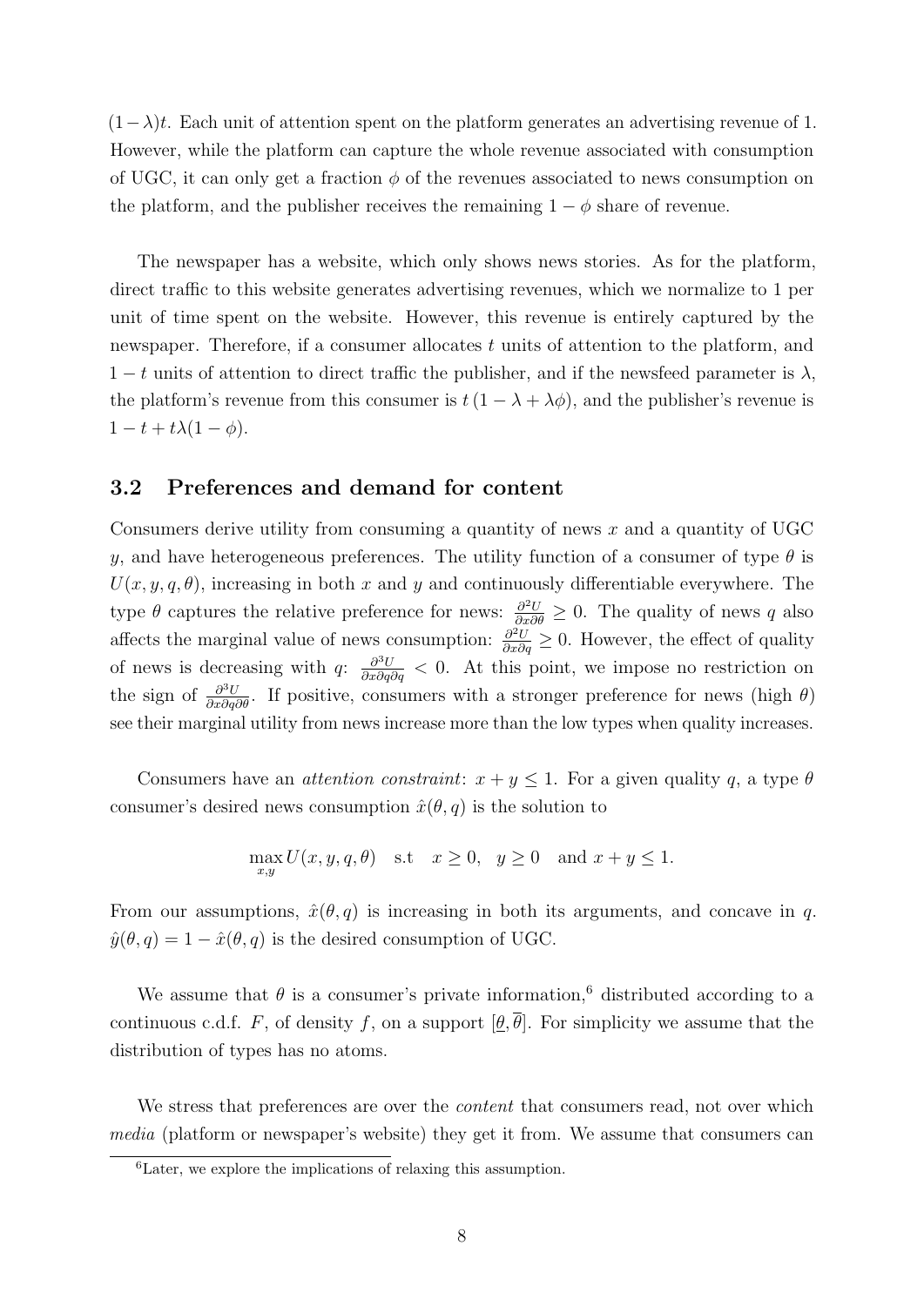$(1-\lambda)t$. Each unit of attention spent on the platform generates an advertising revenue of 1. However, while the platform can capture the whole revenue associated with consumption of UGC, it can only get a fraction $\phi$ of the revenues associated to news consumption on the platform, and the publisher receives the remaining $1-\phi$ share of revenue.

The newspaper has a website, which only shows news stories. As for the platform, direct traffic to this website generates advertising revenues, which we normalize to 1 per unit of time spent on the website. However, this revenue is entirely captured by the newspaper. Therefore, if a consumer allocates $t$ units of attention to the platform, and $1-t$ units of attention to direct traffic the publisher, and if the newsfeed parameter is $\lambda$, the platform's revenue from this consumer is $t(1-\lambda+\lambda\phi)$, and the publisher's revenue is $1-t+t\lambda(1-\phi)$.

## 3.2 Preferences and demand for content

Consumers derive utility from consuming a quantity of news $x$ and a quantity of UGC $y$, and have heterogeneous preferences. The utility function of a consumer of type $\theta$ is $U(x,y,q,\theta)$, increasing in both $x$ and $y$ and continuously differentiable everywhere. The type $\theta$ captures the relative preference for news: $\frac{\partial^2 U}{\partial x \partial \theta} \geq 0$. The quality of news $q$ also affects the marginal value of news consumption: $\frac{\partial^2 U}{\partial x \partial q} \geq 0$. However, the effect of quality of news is decreasing with $q$: $\frac{\partial^3 U}{\partial x \partial q \partial q} < 0$. At this point, we impose no restriction on the sign of $\frac{\partial^3 U}{\partial x \partial q \partial \theta}$. If positive, consumers with a stronger preference for news (high $\theta$) see their marginal utility from news increase more than the low types when quality increases.

Consumers have an *attention constraint*: $x+y \leq 1$. For a given quality $q$, a type $\theta$ consumer's desired news consumption $\hat{x}(\theta,q)$ is the solution to

$$\max_{x,y} U(x,y,q,\theta) \quad \text{s.t} \quad x \geq 0, \quad y \geq 0 \quad \text{and } x+y \leq 1.$$

From our assumptions, $\hat{x}(\theta,q)$ is increasing in both its arguments, and concave in $q$. $\hat{y}(\theta,q) = 1-\hat{x}(\theta,q)$ is the desired consumption of UGC.

We assume that $\theta$ is a consumer's private information,[6] distributed according to a continuous c.d.f. $F$, of density $f$, on a support $[\underline{\theta},\overline{\theta}]$. For simplicity we assume that the distribution of types has no atoms.

We stress that preferences are over the *content* that consumers read, not over which *media* (platform or newspaper's website) they get it from. We assume that consumers can

[6]Later, we explore the implications of relaxing this assumption.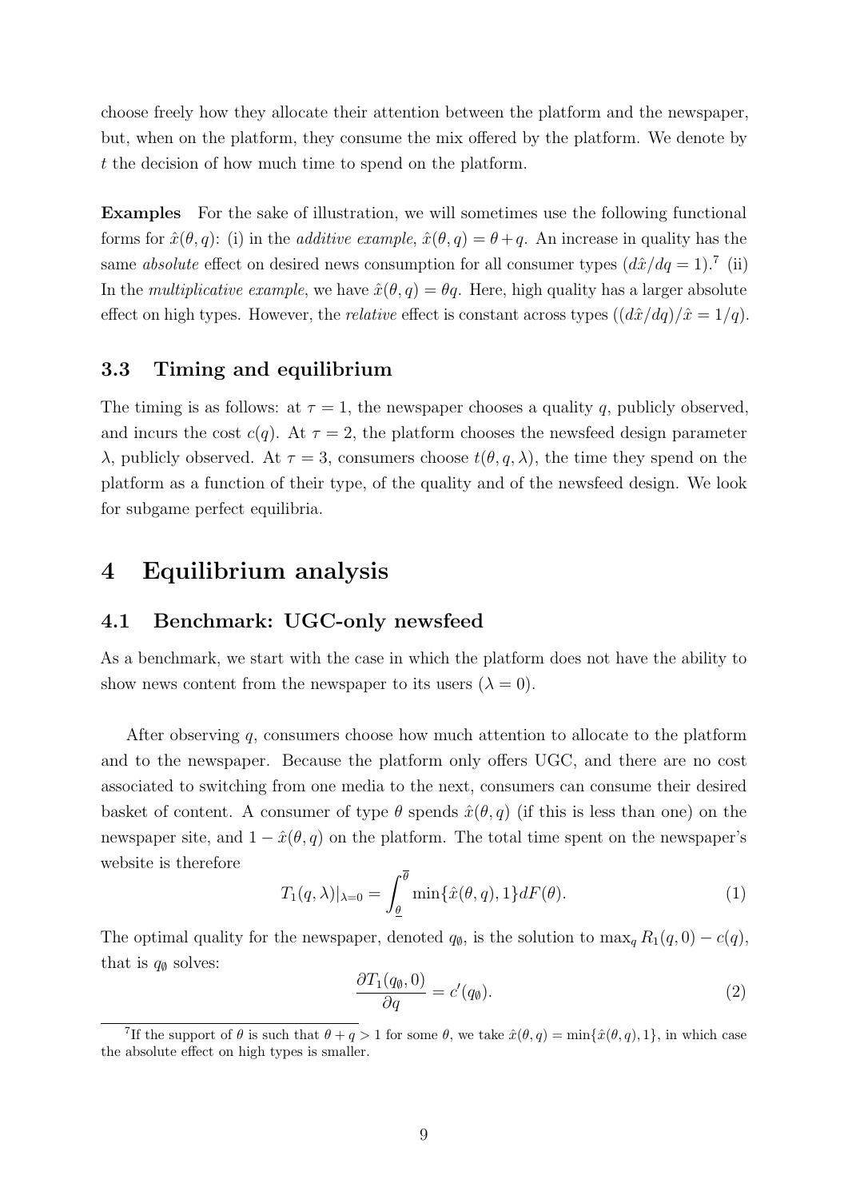choose freely how they allocate their attention between the platform and the newspaper, but, when on the platform, they consume the mix offered by the platform. We denote by $t$ the decision of how much time to spend on the platform.

**Examples** For the sake of illustration, we will sometimes use the following functional forms for $\hat{x}(\theta, q)$: (i) in the *additive example*, $\hat{x}(\theta, q) = \theta + q$. An increase in quality has the same *absolute* effect on desired news consumption for all consumer types ($d\hat{x}/dq = 1$).[7] (ii) In the *multiplicative example*, we have $\hat{x}(\theta, q) = \theta q$. Here, high quality has a larger absolute effect on high types. However, the *relative* effect is constant across types ($(d\hat{x}/dq)/\hat{x} = 1/q$).

### 3.3 Timing and equilibrium

The timing is as follows: at $\tau = 1$, the newspaper chooses a quality $q$, publicly observed, and incurs the cost $c(q)$. At $\tau = 2$, the platform chooses the newsfeed design parameter $\lambda$, publicly observed. At $\tau = 3$, consumers choose $t(\theta, q, \lambda)$, the time they spend on the platform as a function of their type, of the quality and of the newsfeed design. We look for subgame perfect equilibria.

## 4 Equilibrium analysis

### 4.1 Benchmark: UGC-only newsfeed

As a benchmark, we start with the case in which the platform does not have the ability to show news content from the newspaper to its users ($\lambda = 0$).

After observing $q$, consumers choose how much attention to allocate to the platform and to the newspaper. Because the platform only offers UGC, and there are no cost associated to switching from one media to the next, consumers can consume their desired basket of content. A consumer of type $\theta$ spends $\hat{x}(\theta, q)$ (if this is less than one) on the newspaper site, and $1 - \hat{x}(\theta, q)$ on the platform. The total time spent on the newspaper's website is therefore

$$T_1(q, \lambda)|_{\lambda=0} = \int_{\underline{\theta}}^{\overline{\theta}} \min\{\hat{x}(\theta, q), 1\} dF(\theta). \tag{1}$$

The optimal quality for the newspaper, denoted $q_\emptyset$, is the solution to $\max_q R_1(q, 0) - c(q)$, that is $q_\emptyset$ solves:

$$\frac{\partial T_1(q_\emptyset, 0)}{\partial q} = c'(q_\emptyset). \tag{2}$$

[7] If the support of $\theta$ is such that $\theta + q > 1$ for some $\theta$, we take $\hat{x}(\theta, q) = \min\{\hat{x}(\theta, q), 1\}$, in which case the absolute effect on high types is smaller.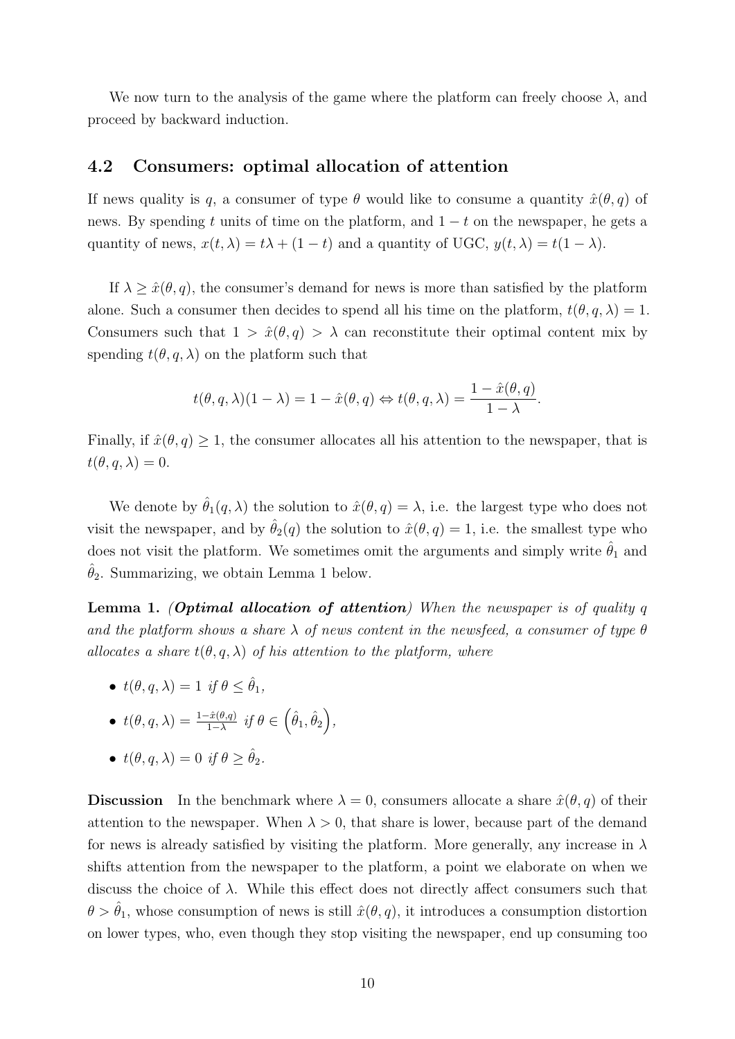We now turn to the analysis of the game where the platform can freely choose $\lambda$, and proceed by backward induction.

## 4.2 Consumers: optimal allocation of attention

If news quality is $q$, a consumer of type $\theta$ would like to consume a quantity $\hat{x}(\theta, q)$ of news. By spending $t$ units of time on the platform, and $1 - t$ on the newspaper, he gets a quantity of news, $x(t, \lambda) = t\lambda + (1 - t)$ and a quantity of UGC, $y(t, \lambda) = t(1 - \lambda)$.

If $\lambda \geq \hat{x}(\theta, q)$, the consumer's demand for news is more than satisfied by the platform alone. Such a consumer then decides to spend all his time on the platform, $t(\theta, q, \lambda) = 1$. Consumers such that $1 > \hat{x}(\theta, q) > \lambda$ can reconstitute their optimal content mix by spending $t(\theta, q, \lambda)$ on the platform such that

$$t(\theta, q, \lambda)(1 - \lambda) = 1 - \hat{x}(\theta, q) \Leftrightarrow t(\theta, q, \lambda) = \frac{1 - \hat{x}(\theta, q)}{1 - \lambda}.$$

Finally, if $\hat{x}(\theta, q) \geq 1$, the consumer allocates all his attention to the newspaper, that is $t(\theta, q, \lambda) = 0$.

We denote by $\hat{\theta}_1(q, \lambda)$ the solution to $\hat{x}(\theta, q) = \lambda$, i.e. the largest type who does not visit the newspaper, and by $\hat{\theta}_2(q)$ the solution to $\hat{x}(\theta, q) = 1$, i.e. the smallest type who does not visit the platform. We sometimes omit the arguments and simply write $\hat{\theta}_1$ and $\hat{\theta}_2$. Summarizing, we obtain Lemma 1 below.

**Lemma 1.** ***(Optimal allocation of attention)*** *When the newspaper is of quality $q$ and the platform shows a share $\lambda$ of news content in the newsfeed, a consumer of type $\theta$ allocates a share $t(\theta, q, \lambda)$ of his attention to the platform, where*

- $t(\theta, q, \lambda) = 1$ *if* $\theta \leq \hat{\theta}_1$,
- $t(\theta, q, \lambda) = \frac{1 - \hat{x}(\theta, q)}{1 - \lambda}$ *if* $\theta \in \left(\hat{\theta}_1, \hat{\theta}_2\right)$,
- $t(\theta, q, \lambda) = 0$ *if* $\theta \geq \hat{\theta}_2$.

**Discussion** In the benchmark where $\lambda = 0$, consumers allocate a share $\hat{x}(\theta, q)$ of their attention to the newspaper. When $\lambda > 0$, that share is lower, because part of the demand for news is already satisfied by visiting the platform. More generally, any increase in $\lambda$ shifts attention from the newspaper to the platform, a point we elaborate on when we discuss the choice of $\lambda$. While this effect does not directly affect consumers such that $\theta > \hat{\theta}_1$, whose consumption of news is still $\hat{x}(\theta, q)$, it introduces a consumption distortion on lower types, who, even though they stop visiting the newspaper, end up consuming too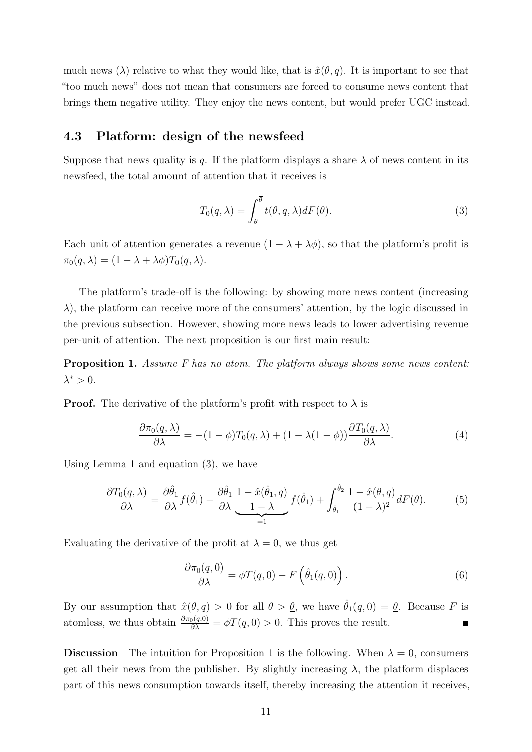much news ($\lambda$) relative to what they would like, that is $\hat{x}(\theta, q)$. It is important to see that "too much news" does not mean that consumers are forced to consume news content that brings them negative utility. They enjoy the news content, but would prefer UGC instead.

### 4.3 Platform: design of the newsfeed

Suppose that news quality is $q$. If the platform displays a share $\lambda$ of news content in its newsfeed, the total amount of attention that it receives is

$$T_0(q, \lambda) = \int_{\underline{\theta}}^{\overline{\theta}} t(\theta, q, \lambda) dF(\theta). \tag{3}$$

Each unit of attention generates a revenue $(1 - \lambda + \lambda\phi)$, so that the platform's profit is $\pi_0(q, \lambda) = (1 - \lambda + \lambda\phi)T_0(q, \lambda)$.

The platform's trade-off is the following: by showing more news content (increasing $\lambda$), the platform can receive more of the consumers' attention, by the logic discussed in the previous subsection. However, showing more news leads to lower advertising revenue per-unit of attention. The next proposition is our first main result:

**Proposition 1.** *Assume F has no atom. The platform always shows some news content:* $\lambda^* > 0$.

**Proof.** The derivative of the platform's profit with respect to $\lambda$ is

$$\frac{\partial \pi_0(q, \lambda)}{\partial \lambda} = -(1 - \phi)T_0(q, \lambda) + (1 - \lambda(1 - \phi))\frac{\partial T_0(q, \lambda)}{\partial \lambda}. \tag{4}$$

Using Lemma 1 and equation (3), we have

$$\frac{\partial T_0(q, \lambda)}{\partial \lambda} = \frac{\partial \hat{\theta}_1}{\partial \lambda} f(\hat{\theta}_1) - \frac{\partial \hat{\theta}_1}{\partial \lambda} \underbrace{\frac{1 - \hat{x}(\hat{\theta}_1, q)}{1 - \lambda}}_{=1} f(\hat{\theta}_1) + \int_{\hat{\theta}_1}^{\hat{\theta}_2} \frac{1 - \hat{x}(\theta, q)}{(1 - \lambda)^2} dF(\theta). \tag{5}$$

Evaluating the derivative of the profit at $\lambda = 0$, we thus get

$$\frac{\partial \pi_0(q, 0)}{\partial \lambda} = \phi T(q, 0) - F\left(\hat{\theta}_1(q, 0)\right). \tag{6}$$

By our assumption that $\hat{x}(\theta, q) > 0$ for all $\theta > \underline{\theta}$, we have $\hat{\theta}_1(q, 0) = \underline{\theta}$. Because $F$ is atomless, we thus obtain $\frac{\partial \pi_0(q,0)}{\partial \lambda} = \phi T(q, 0) > 0$. This proves the result. ∎

**Discussion** The intuition for Proposition 1 is the following. When $\lambda = 0$, consumers get all their news from the publisher. By slightly increasing $\lambda$, the platform displaces part of this news consumption towards itself, thereby increasing the attention it receives,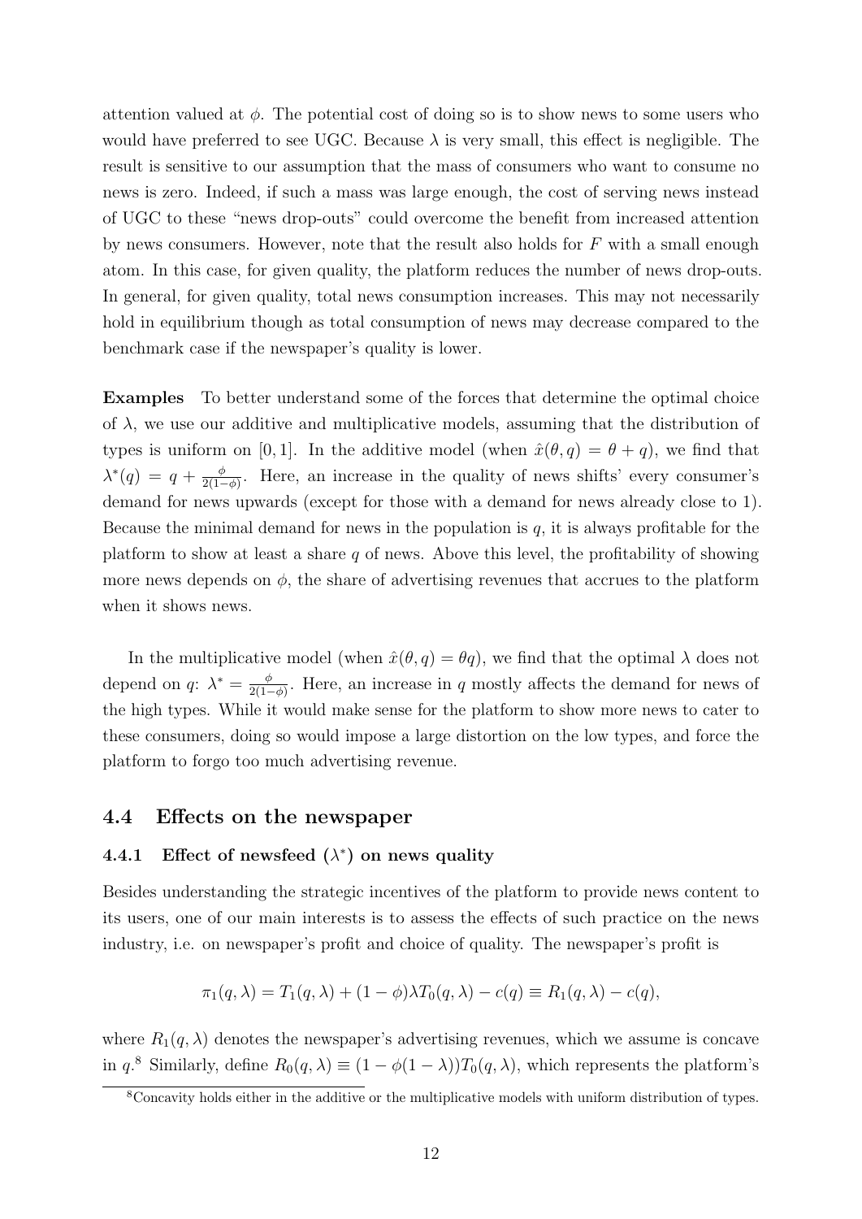attention valued at $\phi$. The potential cost of doing so is to show news to some users who would have preferred to see UGC. Because $\lambda$ is very small, this effect is negligible. The result is sensitive to our assumption that the mass of consumers who want to consume no news is zero. Indeed, if such a mass was large enough, the cost of serving news instead of UGC to these "news drop-outs" could overcome the benefit from increased attention by news consumers. However, note that the result also holds for $F$ with a small enough atom. In this case, for given quality, the platform reduces the number of news drop-outs. In general, for given quality, total news consumption increases. This may not necessarily hold in equilibrium though as total consumption of news may decrease compared to the benchmark case if the newspaper's quality is lower.

**Examples** To better understand some of the forces that determine the optimal choice of $\lambda$, we use our additive and multiplicative models, assuming that the distribution of types is uniform on $[0, 1]$. In the additive model (when $\hat{x}(\theta, q) = \theta + q$), we find that $\lambda^*(q) = q + \frac{\phi}{2(1-\phi)}$. Here, an increase in the quality of news shifts' every consumer's demand for news upwards (except for those with a demand for news already close to 1). Because the minimal demand for news in the population is $q$, it is always profitable for the platform to show at least a share $q$ of news. Above this level, the profitability of showing more news depends on $\phi$, the share of advertising revenues that accrues to the platform when it shows news.

In the multiplicative model (when $\hat{x}(\theta, q) = \theta q$), we find that the optimal $\lambda$ does not depend on $q$: $\lambda^* = \frac{\phi}{2(1-\phi)}$. Here, an increase in $q$ mostly affects the demand for news of the high types. While it would make sense for the platform to show more news to cater to these consumers, doing so would impose a large distortion on the low types, and force the platform to forgo too much advertising revenue.

## 4.4 Effects on the newspaper

### 4.4.1 Effect of newsfeed ($\lambda^*$) on news quality

Besides understanding the strategic incentives of the platform to provide news content to its users, one of our main interests is to assess the effects of such practice on the news industry, i.e. on newspaper's profit and choice of quality. The newspaper's profit is

$$\pi_1(q, \lambda) = T_1(q, \lambda) + (1 - \phi)\lambda T_0(q, \lambda) - c(q) \equiv R_1(q, \lambda) - c(q),$$

where $R_1(q, \lambda)$ denotes the newspaper's advertising revenues, which we assume is concave in $q$.[8] Similarly, define $R_0(q, \lambda) \equiv (1 - \phi(1 - \lambda))T_0(q, \lambda)$, which represents the platform's

[8] Concavity holds either in the additive or the multiplicative models with uniform distribution of types.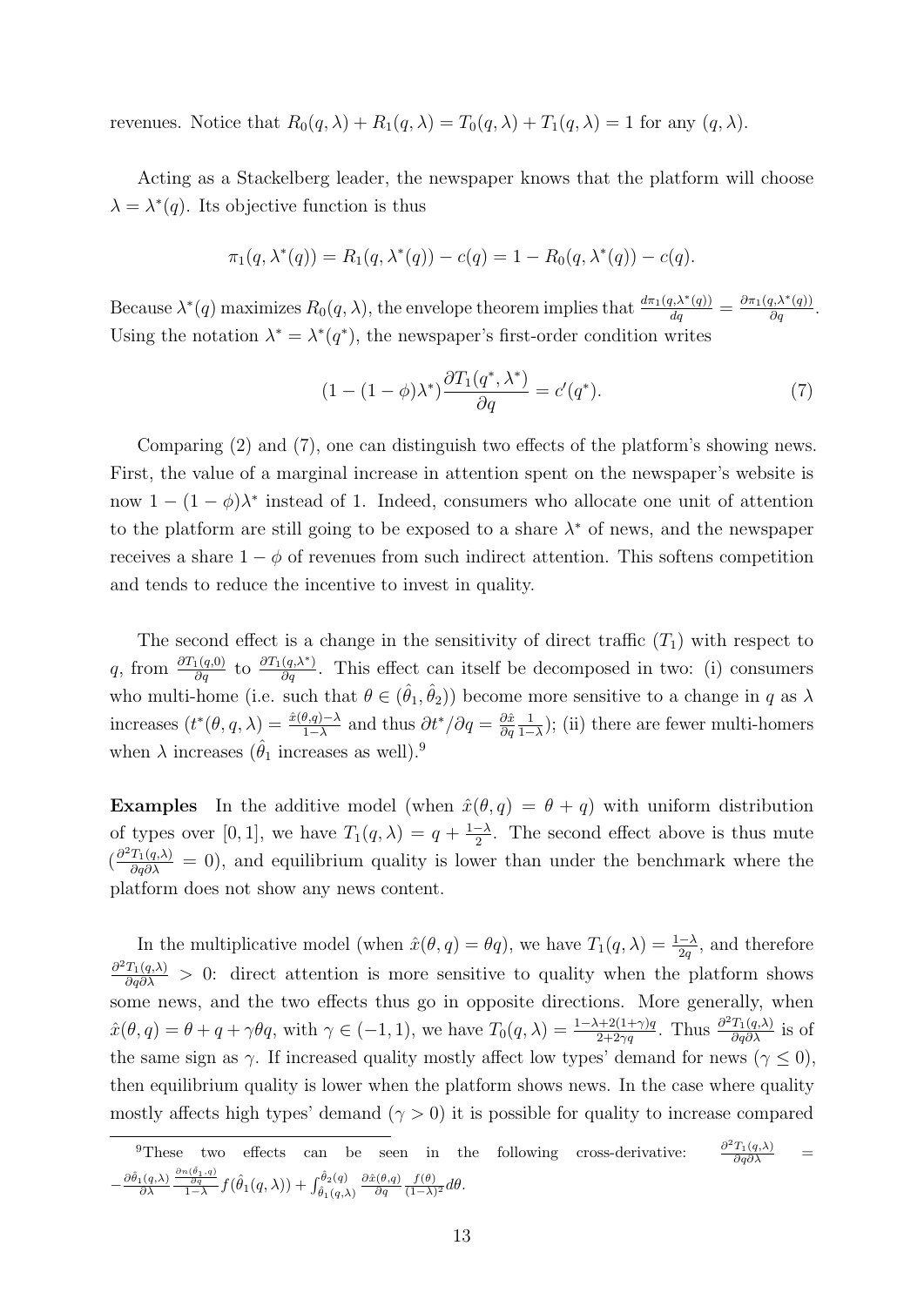revenues. Notice that $R_0(q,\lambda) + R_1(q,\lambda) = T_0(q,\lambda) + T_1(q,\lambda) = 1$ for any $(q,\lambda)$.

Acting as a Stackelberg leader, the newspaper knows that the platform will choose $\lambda = \lambda^*(q)$. Its objective function is thus

$$\pi_1(q, \lambda^*(q)) = R_1(q, \lambda^*(q)) - c(q) = 1 - R_0(q, \lambda^*(q)) - c(q).$$

Because $\lambda^*(q)$ maximizes $R_0(q,\lambda)$, the envelope theorem implies that $\frac{d\pi_1(q,\lambda^*(q))}{dq} = \frac{\partial \pi_1(q,\lambda^*(q))}{\partial q}$. Using the notation $\lambda^* = \lambda^*(q^*)$, the newspaper's first-order condition writes

$$(1-(1-\phi)\lambda^*)\frac{\partial T_1(q^*,\lambda^*)}{\partial q} = c'(q^*). \tag{7}$$

Comparing (2) and (7), one can distinguish two effects of the platform's showing news. First, the value of a marginal increase in attention spent on the newspaper's website is now $1-(1-\phi)\lambda^*$ instead of 1. Indeed, consumers who allocate one unit of attention to the platform are still going to be exposed to a share $\lambda^*$ of news, and the newspaper receives a share $1-\phi$ of revenues from such indirect attention. This softens competition and tends to reduce the incentive to invest in quality.

The second effect is a change in the sensitivity of direct traffic ($T_1$) with respect to $q$, from $\frac{\partial T_1(q,0)}{\partial q}$ to $\frac{\partial T_1(q,\lambda^*)}{\partial q}$. This effect can itself be decomposed in two: (i) consumers who multi-home (i.e. such that $\theta \in (\hat{\theta}_1, \hat{\theta}_2)$) become more sensitive to a change in $q$ as $\lambda$ increases ($t^*(\theta,q,\lambda) = \frac{\hat{x}(\theta,q)-\lambda}{1-\lambda}$ and thus $\partial t^*/\partial q = \frac{\partial \hat{x}}{\partial q}\frac{1}{1-\lambda}$); (ii) there are fewer multi-homers when $\lambda$ increases ($\hat{\theta}_1$ increases as well).[9]

**Examples** In the additive model (when $\hat{x}(\theta,q) = \theta + q$) with uniform distribution of types over $[0,1]$, we have $T_1(q,\lambda) = q + \frac{1-\lambda}{2}$. The second effect above is thus mute ($\frac{\partial^2 T_1(q,\lambda)}{\partial q \partial \lambda} = 0$), and equilibrium quality is lower than under the benchmark where the platform does not show any news content.

In the multiplicative model (when $\hat{x}(\theta,q) = \theta q$), we have $T_1(q,\lambda) = \frac{1-\lambda}{2q}$, and therefore $\frac{\partial^2 T_1(q,\lambda)}{\partial q \partial \lambda} > 0$: direct attention is more sensitive to quality when the platform shows some news, and the two effects thus go in opposite directions. More generally, when $\hat{x}(\theta,q) = \theta + q + \gamma\theta q$, with $\gamma \in (-1,1)$, we have $T_0(q,\lambda) = \frac{1-\lambda+2(1+\gamma)q}{2+2\gamma q}$. Thus $\frac{\partial^2 T_1(q,\lambda)}{\partial q \partial \lambda}$ is of the same sign as $\gamma$. If increased quality mostly affect low types' demand for news ($\gamma \leq 0$), then equilibrium quality is lower when the platform shows news. In the case where quality mostly affects high types' demand ($\gamma > 0$) it is possible for quality to increase compared

[9] These two effects can be seen in the following cross-derivative: $\frac{\partial^2 T_1(q,\lambda)}{\partial q \partial \lambda} = -\frac{\partial \hat{\theta}_1(q,\lambda)}{\partial \lambda}\frac{\frac{\partial n(\hat{\theta}_1,q)}{\partial q}}{1-\lambda}f(\hat{\theta}_1(q,\lambda)) + \int_{\hat{\theta}_1(q,\lambda)}^{\hat{\theta}_2(q)} \frac{\partial \hat{x}(\theta,q)}{\partial q}\frac{f(\theta)}{(1-\lambda)^2}d\theta$.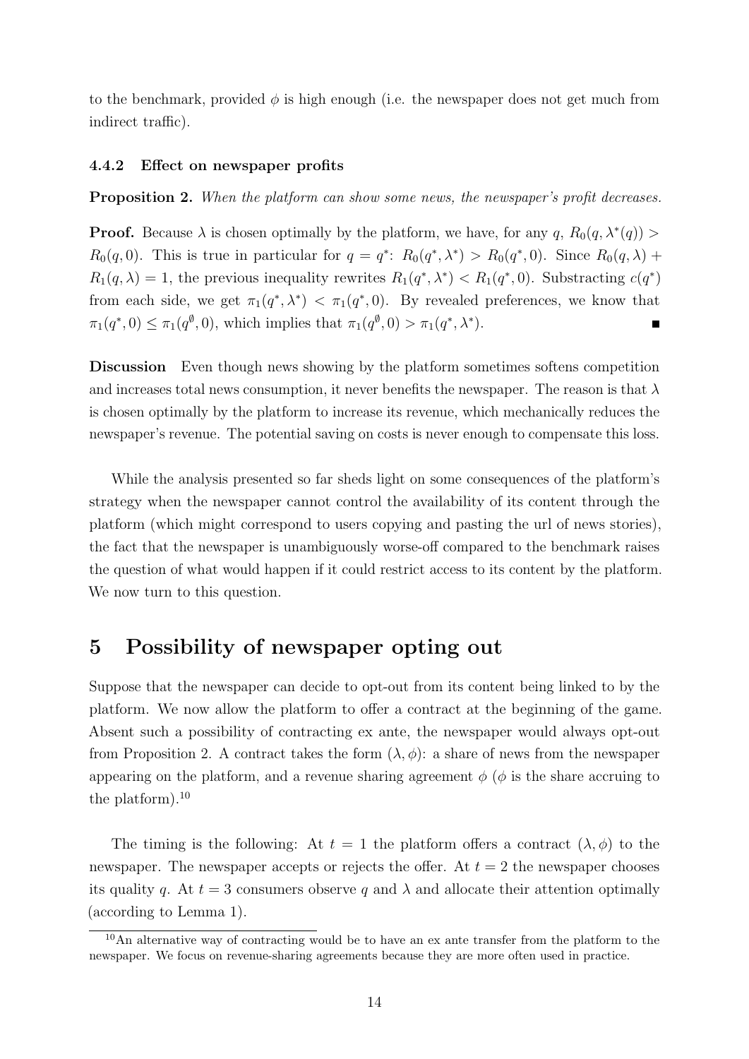to the benchmark, provided $\phi$ is high enough (i.e. the newspaper does not get much from indirect traffic).

#### 4.4.2 Effect on newspaper profits

**Proposition 2.** *When the platform can show some news, the newspaper's profit decreases.*

**Proof.** Because $\lambda$ is chosen optimally by the platform, we have, for any $q$, $R_0(q, \lambda^*(q)) > R_0(q, 0)$. This is true in particular for $q = q^*$: $R_0(q^*, \lambda^*) > R_0(q^*, 0)$. Since $R_0(q, \lambda) + R_1(q, \lambda) = 1$, the previous inequality rewrites $R_1(q^*, \lambda^*) < R_1(q^*, 0)$. Substracting $c(q^*)$ from each side, we get $\pi_1(q^*, \lambda^*) < \pi_1(q^*, 0)$. By revealed preferences, we know that $\pi_1(q^*, 0) \leq \pi_1(q^{\emptyset}, 0)$, which implies that $\pi_1(q^{\emptyset}, 0) > \pi_1(q^*, \lambda^*)$. ∎

**Discussion** Even though news showing by the platform sometimes softens competition and increases total news consumption, it never benefits the newspaper. The reason is that $\lambda$ is chosen optimally by the platform to increase its revenue, which mechanically reduces the newspaper's revenue. The potential saving on costs is never enough to compensate this loss.

While the analysis presented so far sheds light on some consequences of the platform's strategy when the newspaper cannot control the availability of its content through the platform (which might correspond to users copying and pasting the url of news stories), the fact that the newspaper is unambiguously worse-off compared to the benchmark raises the question of what would happen if it could restrict access to its content by the platform. We now turn to this question.

## 5 Possibility of newspaper opting out

Suppose that the newspaper can decide to opt-out from its content being linked to by the platform. We now allow the platform to offer a contract at the beginning of the game. Absent such a possibility of contracting ex ante, the newspaper would always opt-out from Proposition 2. A contract takes the form $(\lambda, \phi)$: a share of news from the newspaper appearing on the platform, and a revenue sharing agreement $\phi$ ($\phi$ is the share accruing to the platform).[10]

The timing is the following: At $t = 1$ the platform offers a contract $(\lambda, \phi)$ to the newspaper. The newspaper accepts or rejects the offer. At $t = 2$ the newspaper chooses its quality $q$. At $t = 3$ consumers observe $q$ and $\lambda$ and allocate their attention optimally (according to Lemma 1).

[10] An alternative way of contracting would be to have an ex ante transfer from the platform to the newspaper. We focus on revenue-sharing agreements because they are more often used in practice.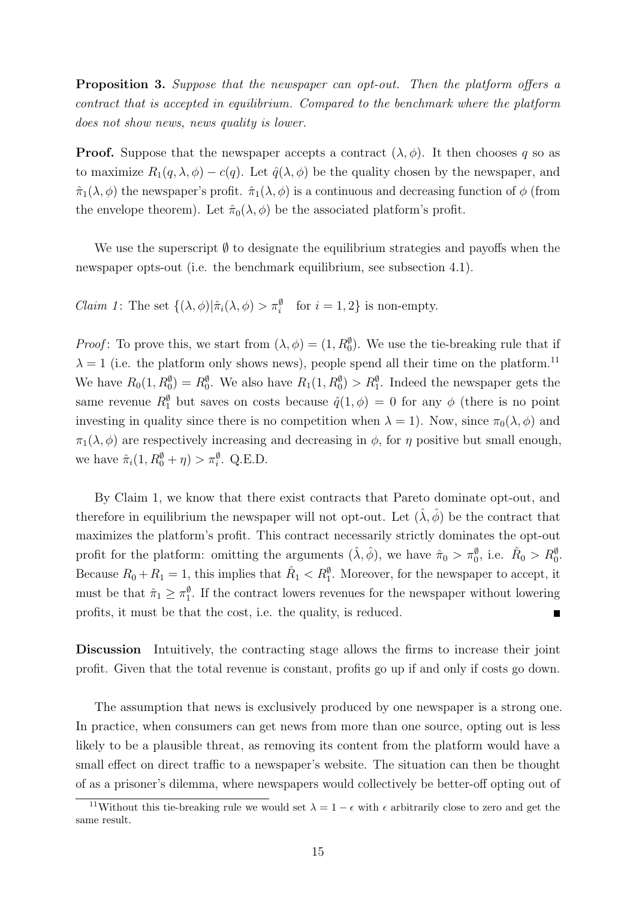**Proposition 3.** *Suppose that the newspaper can opt-out. Then the platform offers a contract that is accepted in equilibrium. Compared to the benchmark where the platform does not show news, news quality is lower.*

**Proof.** Suppose that the newspaper accepts a contract $(\lambda, \phi)$. It then chooses $q$ so as to maximize $R_1(q, \lambda, \phi) - c(q)$. Let $\hat{q}(\lambda, \phi)$ be the quality chosen by the newspaper, and $\hat{\pi}_1(\lambda, \phi)$ the newspaper's profit. $\hat{\pi}_1(\lambda, \phi)$ is a continuous and decreasing function of $\phi$ (from the envelope theorem). Let $\hat{\pi}_0(\lambda, \phi)$ be the associated platform's profit.

We use the superscript $\emptyset$ to designate the equilibrium strategies and payoffs when the newspaper opts-out (i.e. the benchmark equilibrium, see subsection 4.1).

*Claim 1*: The set $\{(\lambda, \phi) | \hat{\pi}_i(\lambda, \phi) > \pi_i^{\emptyset} \quad \text{for } i = 1, 2\}$ is non-empty.

*Proof*: To prove this, we start from $(\lambda, \phi) = (1, R_0^{\emptyset})$. We use the tie-breaking rule that if $\lambda = 1$ (i.e. the platform only shows news), people spend all their time on the platform.[11] We have $R_0(1, R_0^{\emptyset}) = R_0^{\emptyset}$. We also have $R_1(1, R_0^{\emptyset}) > R_1^{\emptyset}$. Indeed the newspaper gets the same revenue $R_1^{\emptyset}$ but saves on costs because $\hat{q}(1, \phi) = 0$ for any $\phi$ (there is no point investing in quality since there is no competition when $\lambda = 1$). Now, since $\pi_0(\lambda, \phi)$ and $\pi_1(\lambda, \phi)$ are respectively increasing and decreasing in $\phi$, for $\eta$ positive but small enough, we have $\hat{\pi}_i(1, R_0^{\emptyset} + \eta) > \pi_i^{\emptyset}$. Q.E.D.

By Claim 1, we know that there exist contracts that Pareto dominate opt-out, and therefore in equilibrium the newspaper will not opt-out. Let $(\hat{\lambda}, \hat{\phi})$ be the contract that maximizes the platform's profit. This contract necessarily strictly dominates the opt-out profit for the platform: omitting the arguments $(\hat{\lambda}, \hat{\phi})$, we have $\hat{\pi}_0 > \pi_0^{\emptyset}$, i.e. $\hat{R}_0 > R_0^{\emptyset}$. Because $R_0 + R_1 = 1$, this implies that $\hat{R}_1 < R_1^{\emptyset}$. Moreover, for the newspaper to accept, it must be that $\hat{\pi}_1 \geq \pi_1^{\emptyset}$. If the contract lowers revenues for the newspaper without lowering profits, it must be that the cost, i.e. the quality, is reduced. ■

**Discussion** Intuitively, the contracting stage allows the firms to increase their joint profit. Given that the total revenue is constant, profits go up if and only if costs go down.

The assumption that news is exclusively produced by one newspaper is a strong one. In practice, when consumers can get news from more than one source, opting out is less likely to be a plausible threat, as removing its content from the platform would have a small effect on direct traffic to a newspaper's website. The situation can then be thought of as a prisoner's dilemma, where newspapers would collectively be better-off opting out of

[11] Without this tie-breaking rule we would set $\lambda = 1 - \epsilon$ with $\epsilon$ arbitrarily close to zero and get the same result.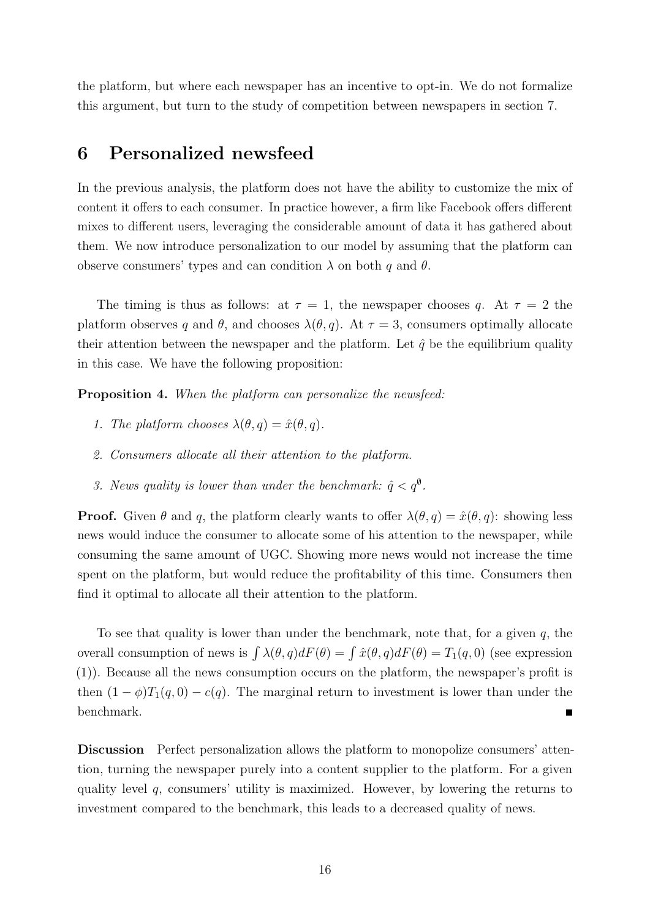the platform, but where each newspaper has an incentive to opt-in. We do not formalize this argument, but turn to the study of competition between newspapers in section 7.

# 6 Personalized newsfeed

In the previous analysis, the platform does not have the ability to customize the mix of content it offers to each consumer. In practice however, a firm like Facebook offers different mixes to different users, leveraging the considerable amount of data it has gathered about them. We now introduce personalization to our model by assuming that the platform can observe consumers' types and can condition $\lambda$ on both $q$ and $\theta$.

The timing is thus as follows: at $\tau = 1$, the newspaper chooses $q$. At $\tau = 2$ the platform observes $q$ and $\theta$, and chooses $\lambda(\theta, q)$. At $\tau = 3$, consumers optimally allocate their attention between the newspaper and the platform. Let $\hat{q}$ be the equilibrium quality in this case. We have the following proposition:

**Proposition 4.** *When the platform can personalize the newsfeed:*

1. *The platform chooses $\lambda(\theta, q) = \hat{x}(\theta, q)$.*
2. *Consumers allocate all their attention to the platform.*
3. *News quality is lower than under the benchmark: $\hat{q} < q^{\emptyset}$.*

**Proof.** Given $\theta$ and $q$, the platform clearly wants to offer $\lambda(\theta, q) = \hat{x}(\theta, q)$: showing less news would induce the consumer to allocate some of his attention to the newspaper, while consuming the same amount of UGC. Showing more news would not increase the time spent on the platform, but would reduce the profitability of this time. Consumers then find it optimal to allocate all their attention to the platform.

To see that quality is lower than under the benchmark, note that, for a given $q$, the overall consumption of news is $\int \lambda(\theta, q) dF(\theta) = \int \hat{x}(\theta, q) dF(\theta) = T_1(q, 0)$ (see expression (1)). Because all the news consumption occurs on the platform, the newspaper's profit is then $(1 - \phi)T_1(q, 0) - c(q)$. The marginal return to investment is lower than under the benchmark. ∎

**Discussion** Perfect personalization allows the platform to monopolize consumers' attention, turning the newspaper purely into a content supplier to the platform. For a given quality level $q$, consumers' utility is maximized. However, by lowering the returns to investment compared to the benchmark, this leads to a decreased quality of news.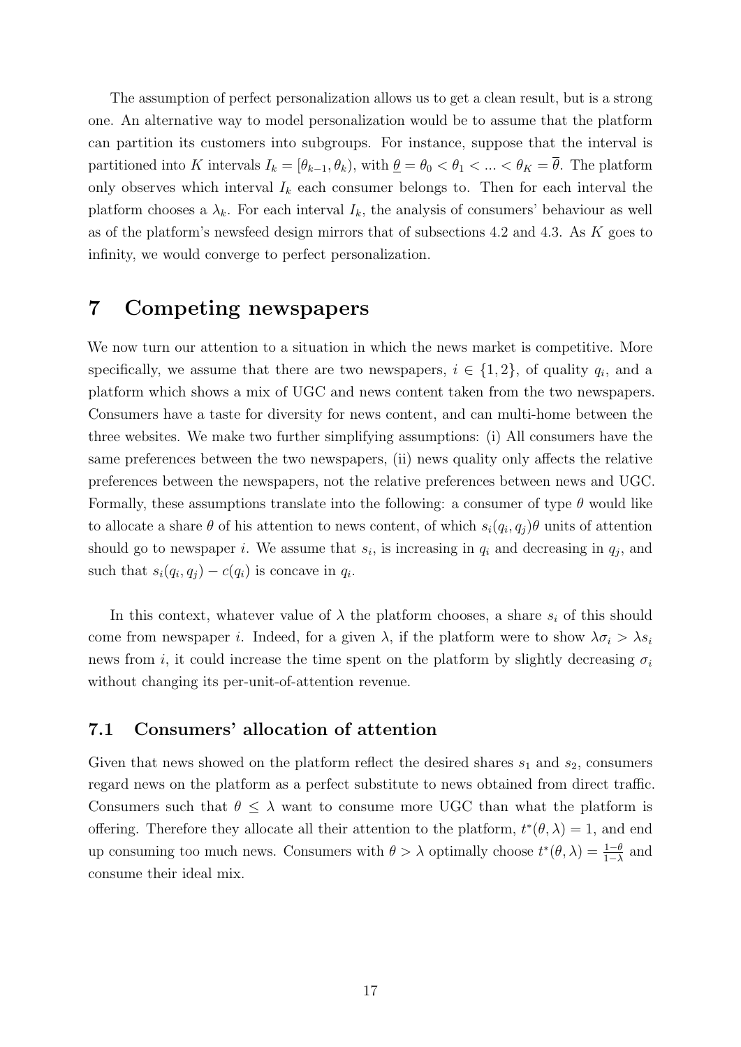The assumption of perfect personalization allows us to get a clean result, but is a strong one. An alternative way to model personalization would be to assume that the platform can partition its customers into subgroups. For instance, suppose that the interval is partitioned into $K$ intervals $I_k = [\theta_{k-1}, \theta_k)$, with $\underline{\theta} = \theta_0 < \theta_1 < ... < \theta_K = \overline{\theta}$. The platform only observes which interval $I_k$ each consumer belongs to. Then for each interval the platform chooses a $\lambda_k$. For each interval $I_k$, the analysis of consumers' behaviour as well as of the platform's newsfeed design mirrors that of subsections 4.2 and 4.3. As $K$ goes to infinity, we would converge to perfect personalization.

# 7 Competing newspapers

We now turn our attention to a situation in which the news market is competitive. More specifically, we assume that there are two newspapers, $i \in \{1, 2\}$, of quality $q_i$, and a platform which shows a mix of UGC and news content taken from the two newspapers. Consumers have a taste for diversity for news content, and can multi-home between the three websites. We make two further simplifying assumptions: (i) All consumers have the same preferences between the two newspapers, (ii) news quality only affects the relative preferences between the newspapers, not the relative preferences between news and UGC. Formally, these assumptions translate into the following: a consumer of type $\theta$ would like to allocate a share $\theta$ of his attention to news content, of which $s_i(q_i, q_j)\theta$ units of attention should go to newspaper $i$. We assume that $s_i$, is increasing in $q_i$ and decreasing in $q_j$, and such that $s_i(q_i, q_j) - c(q_i)$ is concave in $q_i$.

In this context, whatever value of $\lambda$ the platform chooses, a share $s_i$ of this should come from newspaper $i$. Indeed, for a given $\lambda$, if the platform were to show $\lambda\sigma_i > \lambda s_i$ news from $i$, it could increase the time spent on the platform by slightly decreasing $\sigma_i$ without changing its per-unit-of-attention revenue.

## 7.1 Consumers' allocation of attention

Given that news showed on the platform reflect the desired shares $s_1$ and $s_2$, consumers regard news on the platform as a perfect substitute to news obtained from direct traffic. Consumers such that $\theta \leq \lambda$ want to consume more UGC than what the platform is offering. Therefore they allocate all their attention to the platform, $t^*(\theta, \lambda) = 1$, and end up consuming too much news. Consumers with $\theta > \lambda$ optimally choose $t^*(\theta, \lambda) = \frac{1-\theta}{1-\lambda}$ and consume their ideal mix.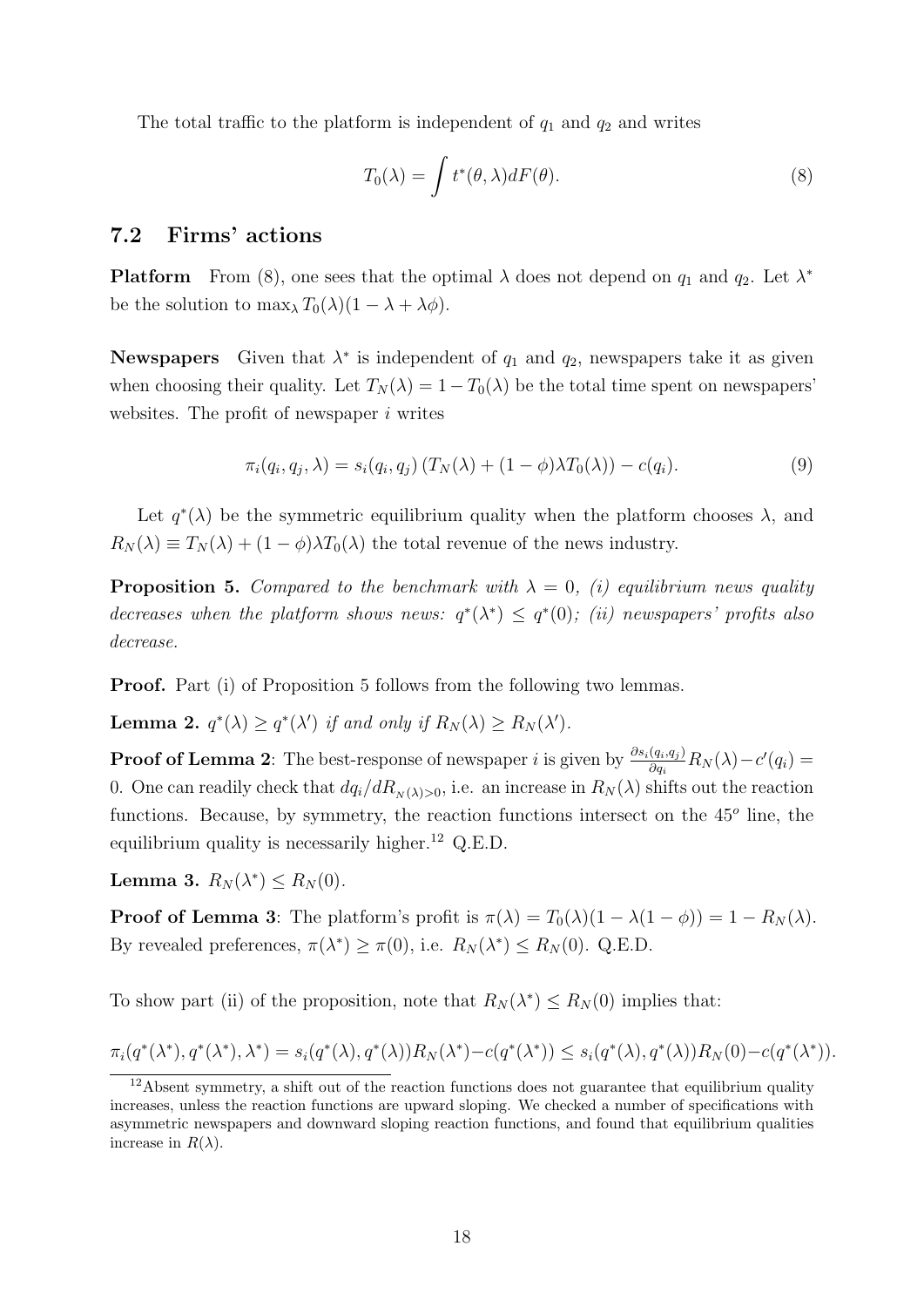The total traffic to the platform is independent of $q_1$ and $q_2$ and writes

$$T_0(\lambda) = \int t^*(\theta, \lambda) dF(\theta). \tag{8}$$

## 7.2 Firms' actions

**Platform** From (8), one sees that the optimal $\lambda$ does not depend on $q_1$ and $q_2$. Let $\lambda^*$ be the solution to $\max_\lambda T_0(\lambda)(1 - \lambda + \lambda\phi)$.

**Newspapers** Given that $\lambda^*$ is independent of $q_1$ and $q_2$, newspapers take it as given when choosing their quality. Let $T_N(\lambda) = 1 - T_0(\lambda)$ be the total time spent on newspapers' websites. The profit of newspaper $i$ writes

$$\pi_i(q_i, q_j, \lambda) = s_i(q_i, q_j)\left(T_N(\lambda) + (1-\phi)\lambda T_0(\lambda)\right) - c(q_i). \tag{9}$$

Let $q^*(\lambda)$ be the symmetric equilibrium quality when the platform chooses $\lambda$, and $R_N(\lambda) \equiv T_N(\lambda) + (1-\phi)\lambda T_0(\lambda)$ the total revenue of the news industry.

**Proposition 5.** *Compared to the benchmark with $\lambda = 0$, (i) equilibrium news quality decreases when the platform shows news: $q^*(\lambda^*) \leq q^*(0)$; (ii) newspapers' profits also decrease.*

**Proof.** Part (i) of Proposition 5 follows from the following two lemmas.

**Lemma 2.** *$q^*(\lambda) \geq q^*(\lambda')$ if and only if $R_N(\lambda) \geq R_N(\lambda')$.*

**Proof of Lemma 2**: The best-response of newspaper $i$ is given by $\frac{\partial s_i(q_i,q_j)}{\partial q_i} R_N(\lambda) - c'(q_i) = 0$. One can readily check that $dq_i/dR_{N(\lambda)>0}$, i.e. an increase in $R_N(\lambda)$ shifts out the reaction functions. Because, by symmetry, the reaction functions intersect on the $45^o$ line, the equilibrium quality is necessarily higher.[12] Q.E.D.

**Lemma 3.** *$R_N(\lambda^*) \leq R_N(0)$.*

**Proof of Lemma 3**: The platform's profit is $\pi(\lambda) = T_0(\lambda)(1 - \lambda(1-\phi)) = 1 - R_N(\lambda)$. By revealed preferences, $\pi(\lambda^*) \geq \pi(0)$, i.e. $R_N(\lambda^*) \leq R_N(0)$. Q.E.D.

To show part (ii) of the proposition, note that $R_N(\lambda^*) \leq R_N(0)$ implies that:

$$\pi_i(q^*(\lambda^*), q^*(\lambda^*), \lambda^*) = s_i(q^*(\lambda), q^*(\lambda))R_N(\lambda^*) - c(q^*(\lambda^*)) \leq s_i(q^*(\lambda), q^*(\lambda))R_N(0) - c(q^*(\lambda^*)).$$

[12] Absent symmetry, a shift out of the reaction functions does not guarantee that equilibrium quality increases, unless the reaction functions are upward sloping. We checked a number of specifications with asymmetric newspapers and downward sloping reaction functions, and found that equilibrium qualities increase in $R(\lambda)$.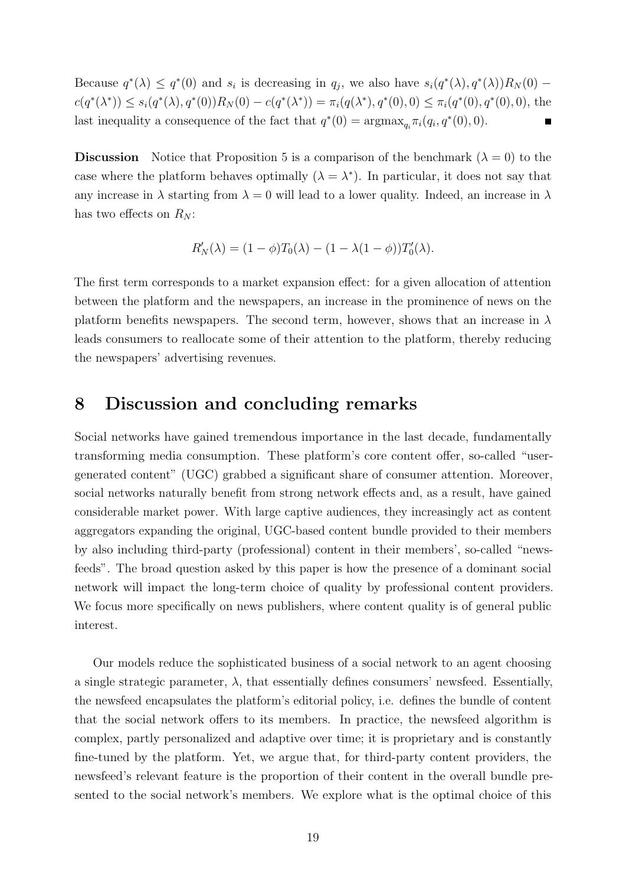Because $q^*(\lambda) \leq q^*(0)$ and $s_i$ is decreasing in $q_j$, we also have $s_i(q^*(\lambda), q^*(\lambda))R_N(0) - c(q^*(\lambda^*)) \leq s_i(q^*(\lambda), q^*(0))R_N(0) - c(q^*(\lambda^*)) = \pi_i(q(\lambda^*), q^*(0), 0) \leq \pi_i(q^*(0), q^*(0), 0)$, the last inequality a consequence of the fact that $q^*(0) = \text{argmax}_{q_i} \pi_i(q_i, q^*(0), 0)$. ■

**Discussion** Notice that Proposition 5 is a comparison of the benchmark ($\lambda = 0$) to the case where the platform behaves optimally ($\lambda = \lambda^*$). In particular, it does not say that any increase in $\lambda$ starting from $\lambda = 0$ will lead to a lower quality. Indeed, an increase in $\lambda$ has two effects on $R_N$:

$$R'_N(\lambda) = (1 - \phi)T_0(\lambda) - (1 - \lambda(1 - \phi))T'_0(\lambda).$$

The first term corresponds to a market expansion effect: for a given allocation of attention between the platform and the newspapers, an increase in the prominence of news on the platform benefits newspapers. The second term, however, shows that an increase in $\lambda$ leads consumers to reallocate some of their attention to the platform, thereby reducing the newspapers' advertising revenues.

## 8 Discussion and concluding remarks

Social networks have gained tremendous importance in the last decade, fundamentally transforming media consumption. These platform's core content offer, so-called "user-generated content" (UGC) grabbed a significant share of consumer attention. Moreover, social networks naturally benefit from strong network effects and, as a result, have gained considerable market power. With large captive audiences, they increasingly act as content aggregators expanding the original, UGC-based content bundle provided to their members by also including third-party (professional) content in their members', so-called "news-feeds". The broad question asked by this paper is how the presence of a dominant social network will impact the long-term choice of quality by professional content providers. We focus more specifically on news publishers, where content quality is of general public interest.

Our models reduce the sophisticated business of a social network to an agent choosing a single strategic parameter, $\lambda$, that essentially defines consumers' newsfeed. Essentially, the newsfeed encapsulates the platform's editorial policy, i.e. defines the bundle of content that the social network offers to its members. In practice, the newsfeed algorithm is complex, partly personalized and adaptive over time; it is proprietary and is constantly fine-tuned by the platform. Yet, we argue that, for third-party content providers, the newsfeed's relevant feature is the proportion of their content in the overall bundle presented to the social network's members. We explore what is the optimal choice of this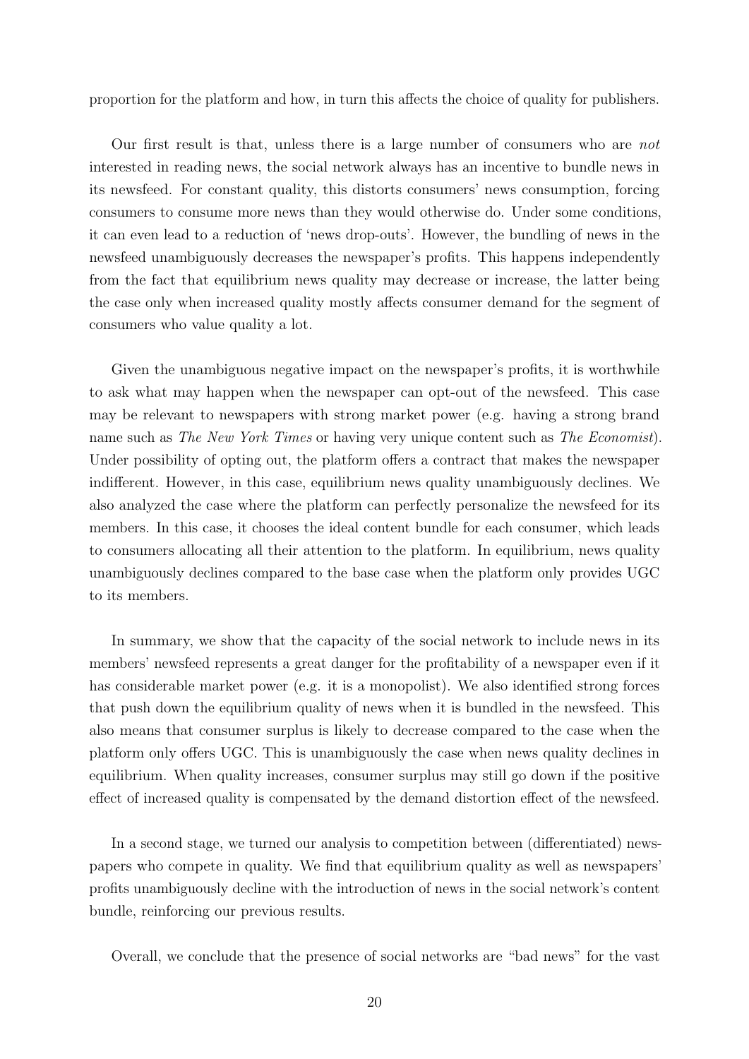proportion for the platform and how, in turn this affects the choice of quality for publishers.

Our first result is that, unless there is a large number of consumers who are *not* interested in reading news, the social network always has an incentive to bundle news in its newsfeed. For constant quality, this distorts consumers' news consumption, forcing consumers to consume more news than they would otherwise do. Under some conditions, it can even lead to a reduction of 'news drop-outs'. However, the bundling of news in the newsfeed unambiguously decreases the newspaper's profits. This happens independently from the fact that equilibrium news quality may decrease or increase, the latter being the case only when increased quality mostly affects consumer demand for the segment of consumers who value quality a lot.

Given the unambiguous negative impact on the newspaper's profits, it is worthwhile to ask what may happen when the newspaper can opt-out of the newsfeed. This case may be relevant to newspapers with strong market power (e.g. having a strong brand name such as *The New York Times* or having very unique content such as *The Economist*). Under possibility of opting out, the platform offers a contract that makes the newspaper indifferent. However, in this case, equilibrium news quality unambiguously declines. We also analyzed the case where the platform can perfectly personalize the newsfeed for its members. In this case, it chooses the ideal content bundle for each consumer, which leads to consumers allocating all their attention to the platform. In equilibrium, news quality unambiguously declines compared to the base case when the platform only provides UGC to its members.

In summary, we show that the capacity of the social network to include news in its members' newsfeed represents a great danger for the profitability of a newspaper even if it has considerable market power (e.g. it is a monopolist). We also identified strong forces that push down the equilibrium quality of news when it is bundled in the newsfeed. This also means that consumer surplus is likely to decrease compared to the case when the platform only offers UGC. This is unambiguously the case when news quality declines in equilibrium. When quality increases, consumer surplus may still go down if the positive effect of increased quality is compensated by the demand distortion effect of the newsfeed.

In a second stage, we turned our analysis to competition between (differentiated) newspapers who compete in quality. We find that equilibrium quality as well as newspapers' profits unambiguously decline with the introduction of news in the social network's content bundle, reinforcing our previous results.

Overall, we conclude that the presence of social networks are "bad news" for the vast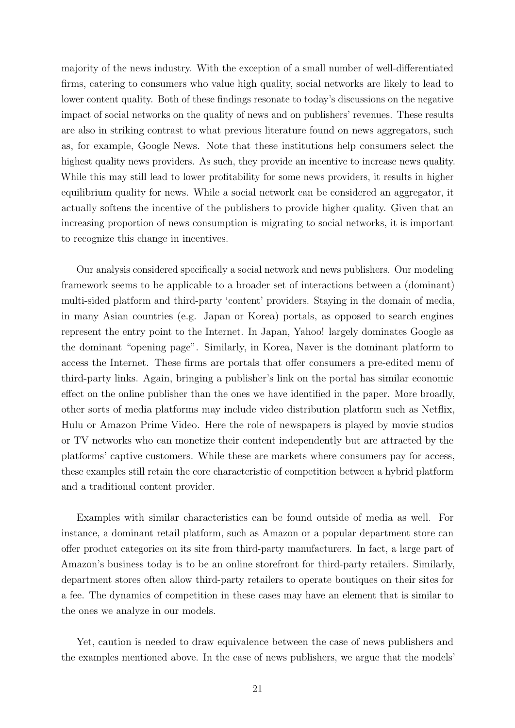majority of the news industry. With the exception of a small number of well-differentiated firms, catering to consumers who value high quality, social networks are likely to lead to lower content quality. Both of these findings resonate to today's discussions on the negative impact of social networks on the quality of news and on publishers' revenues. These results are also in striking contrast to what previous literature found on news aggregators, such as, for example, Google News. Note that these institutions help consumers select the highest quality news providers. As such, they provide an incentive to increase news quality. While this may still lead to lower profitability for some news providers, it results in higher equilibrium quality for news. While a social network can be considered an aggregator, it actually softens the incentive of the publishers to provide higher quality. Given that an increasing proportion of news consumption is migrating to social networks, it is important to recognize this change in incentives.

Our analysis considered specifically a social network and news publishers. Our modeling framework seems to be applicable to a broader set of interactions between a (dominant) multi-sided platform and third-party 'content' providers. Staying in the domain of media, in many Asian countries (e.g. Japan or Korea) portals, as opposed to search engines represent the entry point to the Internet. In Japan, Yahoo! largely dominates Google as the dominant "opening page". Similarly, in Korea, Naver is the dominant platform to access the Internet. These firms are portals that offer consumers a pre-edited menu of third-party links. Again, bringing a publisher's link on the portal has similar economic effect on the online publisher than the ones we have identified in the paper. More broadly, other sorts of media platforms may include video distribution platform such as Netflix, Hulu or Amazon Prime Video. Here the role of newspapers is played by movie studios or TV networks who can monetize their content independently but are attracted by the platforms' captive customers. While these are markets where consumers pay for access, these examples still retain the core characteristic of competition between a hybrid platform and a traditional content provider.

Examples with similar characteristics can be found outside of media as well. For instance, a dominant retail platform, such as Amazon or a popular department store can offer product categories on its site from third-party manufacturers. In fact, a large part of Amazon's business today is to be an online storefront for third-party retailers. Similarly, department stores often allow third-party retailers to operate boutiques on their sites for a fee. The dynamics of competition in these cases may have an element that is similar to the ones we analyze in our models.

Yet, caution is needed to draw equivalence between the case of news publishers and the examples mentioned above. In the case of news publishers, we argue that the models'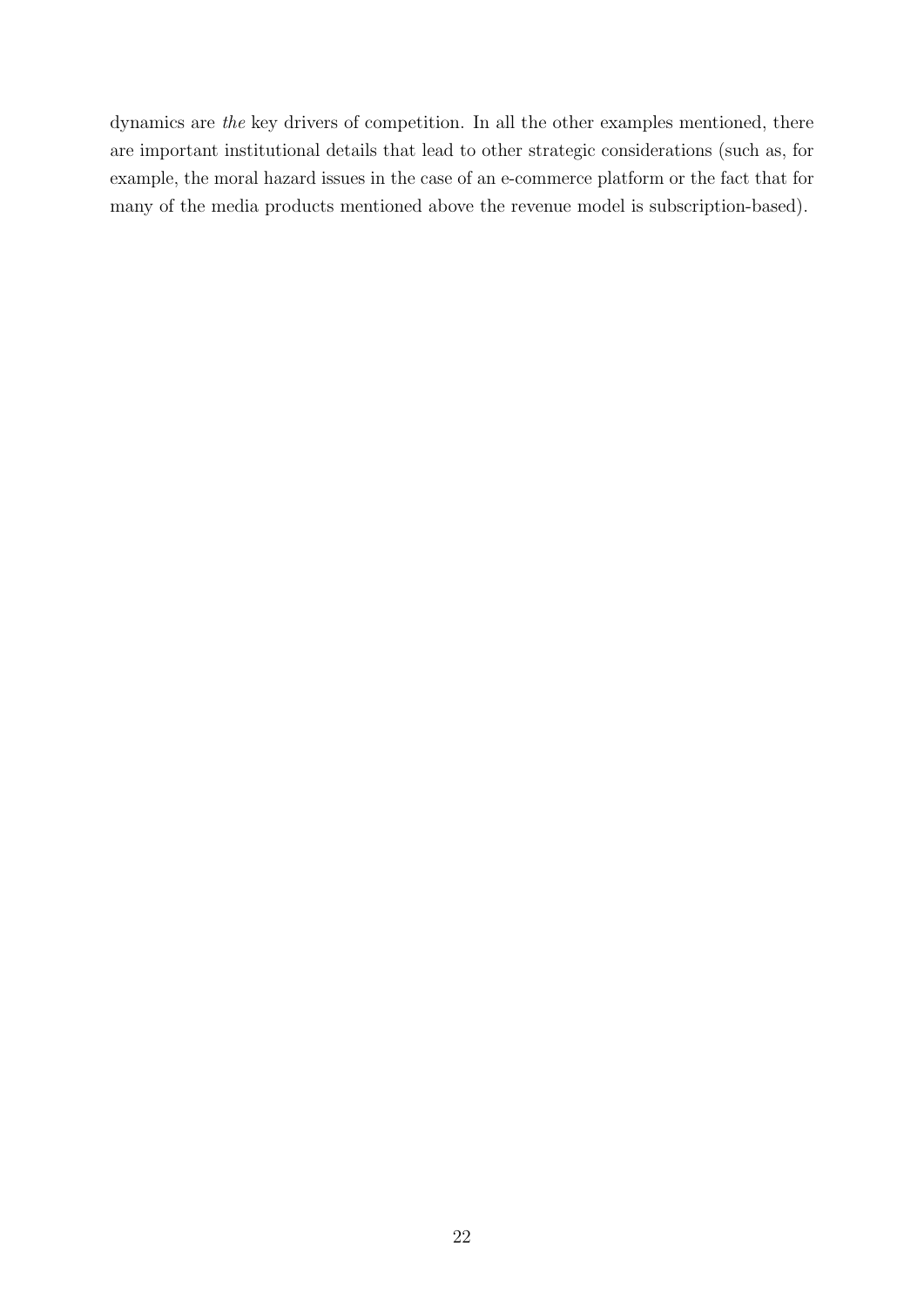dynamics are *the* key drivers of competition. In all the other examples mentioned, there are important institutional details that lead to other strategic considerations (such as, for example, the moral hazard issues in the case of an e-commerce platform or the fact that for many of the media products mentioned above the revenue model is subscription-based).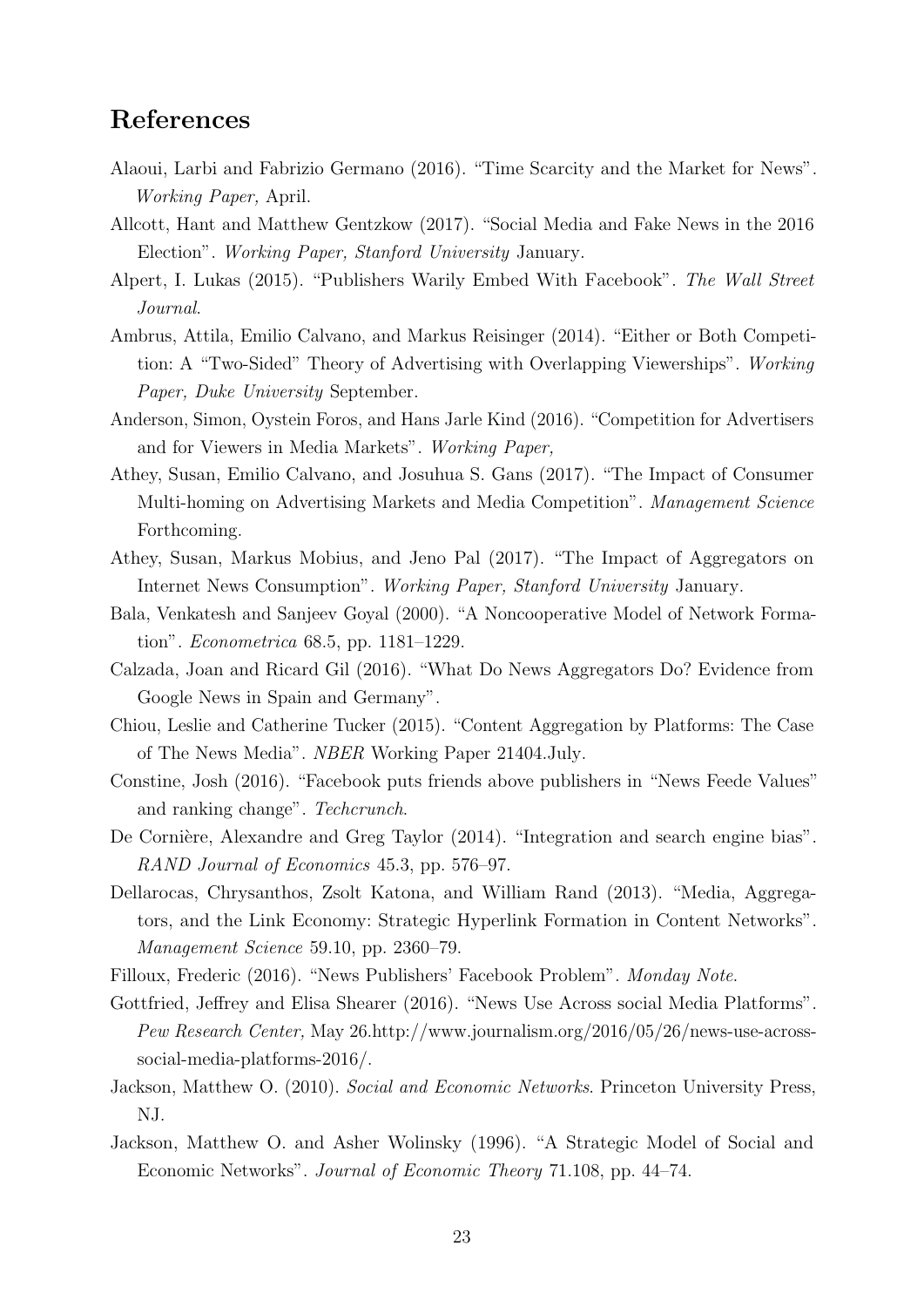## References

Alaoui, Larbi and Fabrizio Germano (2016). "Time Scarcity and the Market for News". *Working Paper,* April.

Allcott, Hant and Matthew Gentzkow (2017). "Social Media and Fake News in the 2016 Election". *Working Paper, Stanford University* January.

Alpert, I. Lukas (2015). "Publishers Warily Embed With Facebook". *The Wall Street Journal*.

Ambrus, Attila, Emilio Calvano, and Markus Reisinger (2014). "Either or Both Competition: A "Two-Sided" Theory of Advertising with Overlapping Viewerships". *Working Paper, Duke University* September.

Anderson, Simon, Oystein Foros, and Hans Jarle Kind (2016). "Competition for Advertisers and for Viewers in Media Markets". *Working Paper,*

Athey, Susan, Emilio Calvano, and Josuhua S. Gans (2017). "The Impact of Consumer Multi-homing on Advertising Markets and Media Competition". *Management Science* Forthcoming.

Athey, Susan, Markus Mobius, and Jeno Pal (2017). "The Impact of Aggregators on Internet News Consumption". *Working Paper, Stanford University* January.

Bala, Venkatesh and Sanjeev Goyal (2000). "A Noncooperative Model of Network Formation". *Econometrica* 68.5, pp. 1181–1229.

Calzada, Joan and Ricard Gil (2016). "What Do News Aggregators Do? Evidence from Google News in Spain and Germany".

Chiou, Leslie and Catherine Tucker (2015). "Content Aggregation by Platforms: The Case of The News Media". *NBER* Working Paper 21404.July.

Constine, Josh (2016). "Facebook puts friends above publishers in "News Feede Values" and ranking change". *Techcrunch*.

De Cornière, Alexandre and Greg Taylor (2014). "Integration and search engine bias". *RAND Journal of Economics* 45.3, pp. 576–97.

Dellarocas, Chrysanthos, Zsolt Katona, and William Rand (2013). "Media, Aggregators, and the Link Economy: Strategic Hyperlink Formation in Content Networks". *Management Science* 59.10, pp. 2360–79.

Filloux, Frederic (2016). "News Publishers' Facebook Problem". *Monday Note*.

Gottfried, Jeffrey and Elisa Shearer (2016). "News Use Across social Media Platforms". *Pew Research Center,* May 26.http://www.journalism.org/2016/05/26/news-use-across-social-media-platforms-2016/.

Jackson, Matthew O. (2010). *Social and Economic Networks*. Princeton University Press, NJ.

Jackson, Matthew O. and Asher Wolinsky (1996). "A Strategic Model of Social and Economic Networks". *Journal of Economic Theory* 71.108, pp. 44–74.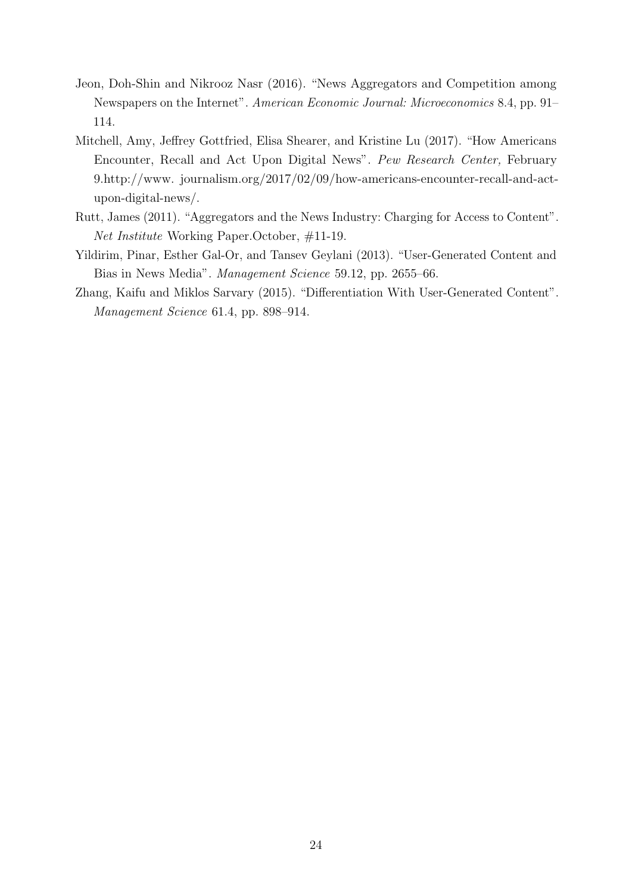Jeon, Doh-Shin and Nikrooz Nasr (2016). "News Aggregators and Competition among Newspapers on the Internet". *American Economic Journal: Microeconomics* 8.4, pp. 91–114.

Mitchell, Amy, Jeffrey Gottfried, Elisa Shearer, and Kristine Lu (2017). "How Americans Encounter, Recall and Act Upon Digital News". *Pew Research Center,* February 9.http://www. journalism.org/2017/02/09/how-americans-encounter-recall-and-act-upon-digital-news/.

Rutt, James (2011). "Aggregators and the News Industry: Charging for Access to Content". *Net Institute* Working Paper.October, #11-19.

Yildirim, Pinar, Esther Gal-Or, and Tansev Geylani (2013). "User-Generated Content and Bias in News Media". *Management Science* 59.12, pp. 2655–66.

Zhang, Kaifu and Miklos Sarvary (2015). "Differentiation With User-Generated Content". *Management Science* 61.4, pp. 898–914.